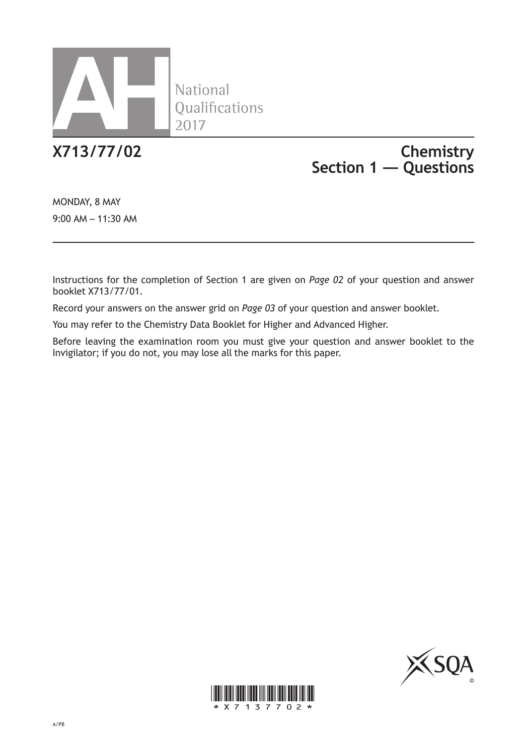# AH National Qualifications 2017

## X713/77/02 Chemistry Section 1 — Questions

MONDAY, 8 MAY

9:00 AM – 11:30 AM

Instructions for the completion of Section 1 are given on *Page 02* of your question and answer booklet X713/77/01.

Record your answers on the answer grid on *Page 03* of your question and answer booklet.

You may refer to the Chemistry Data Booklet for Higher and Advanced Higher.

Before leaving the examination room you must give your question and answer booklet to the Invigilator; if you do not, you may lose all the marks for this paper.

A/PB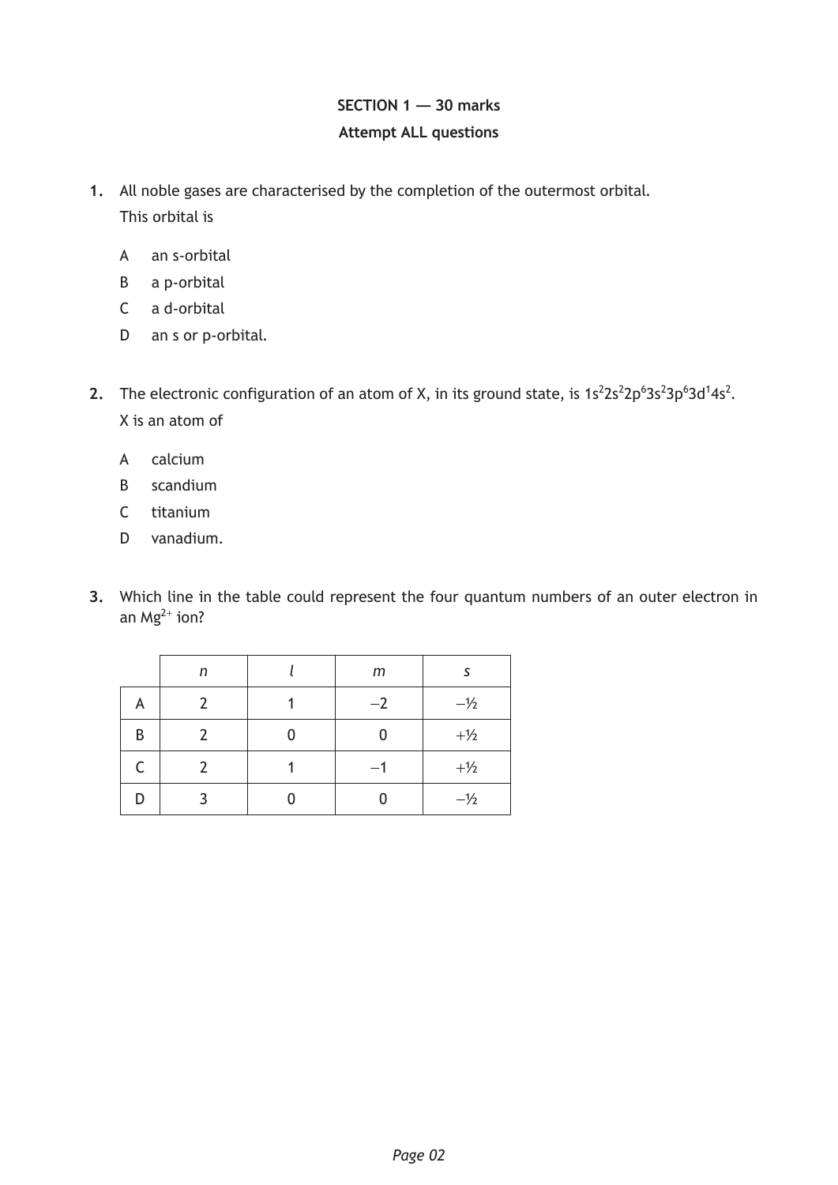**SECTION 1 — 30 marks**

**Attempt ALL questions**

**1.** All noble gases are characterised by the completion of the outermost orbital.

This orbital is

A an s-orbital

B a p-orbital

C a d-orbital

D an s or p-orbital.

**2.** The electronic configuration of an atom of X, in its ground state, is $1s^2 2s^2 2p^6 3s^2 3p^6 3d^1 4s^2$.

X is an atom of

A calcium

B scandium

C titanium

D vanadium.

**3.** Which line in the table could represent the four quantum numbers of an outer electron in an $Mg^{2+}$ ion?

| | *n* | *l* | *m* | *s* |
|---|---|---|---|---|
| A | 2 | 1 | −2 | −½ |
| B | 2 | 0 | 0 | +½ |
| C | 2 | 1 | −1 | +½ |
| D | 3 | 0 | 0 | −½ |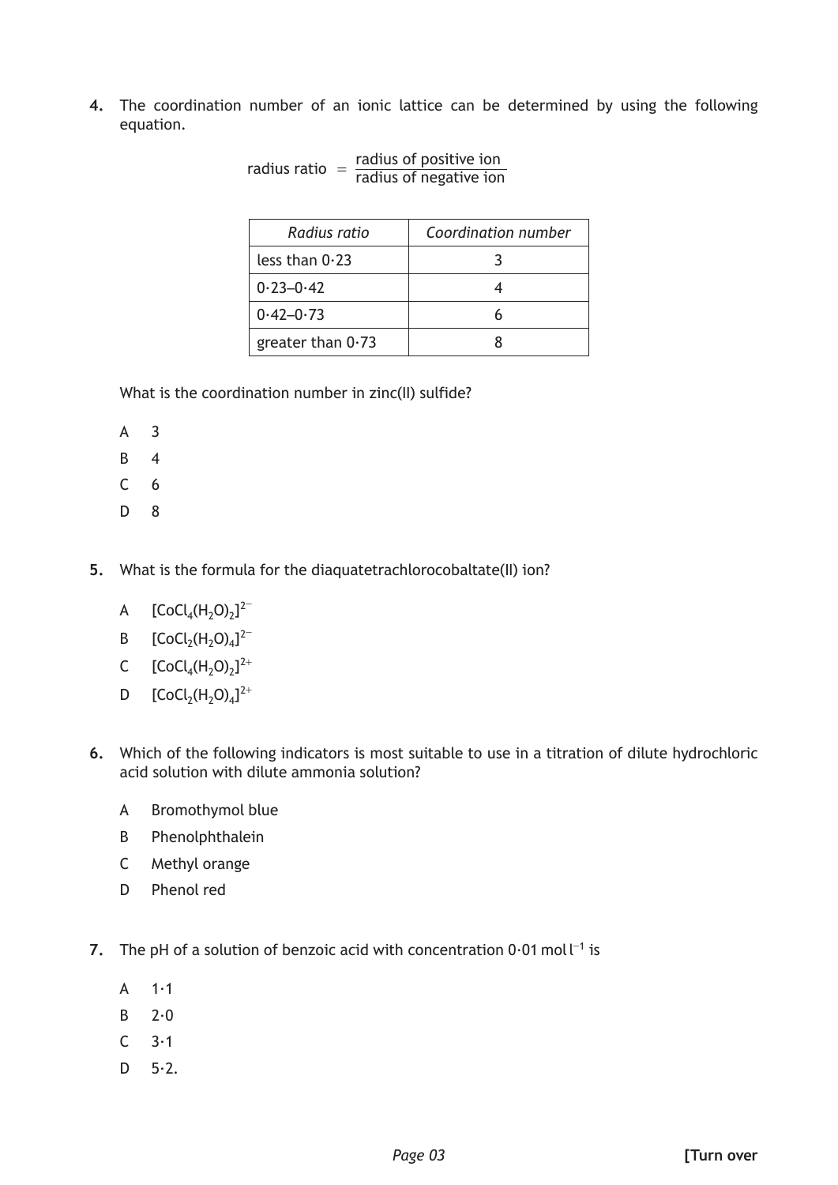4. The coordination number of an ionic lattice can be determined by using the following equation.

$$\text{radius ratio} = \frac{\text{radius of positive ion}}{\text{radius of negative ion}}$$

| *Radius ratio* | *Coordination number* |
|---|---|
| less than 0·23 | 3 |
| 0·23–0·42 | 4 |
| 0·42–0·73 | 6 |
| greater than 0·73 | 8 |

What is the coordination number in zinc(II) sulfide?

A 3

B 4

C 6

D 8

5. What is the formula for the diaquatetrachlorocobaltate(II) ion?

A $[CoCl_4(H_2O)_2]^{2-}$

B $[CoCl_2(H_2O)_4]^{2-}$

C $[CoCl_4(H_2O)_2]^{2+}$

D $[CoCl_2(H_2O)_4]^{2+}$

6. Which of the following indicators is most suitable to use in a titration of dilute hydrochloric acid solution with dilute ammonia solution?

A Bromothymol blue

B Phenolphthalein

C Methyl orange

D Phenol red

7. The pH of a solution of benzoic acid with concentration 0·01 mol $l^{-1}$ is

A 1·1

B 2·0

C 3·1

D 5·2.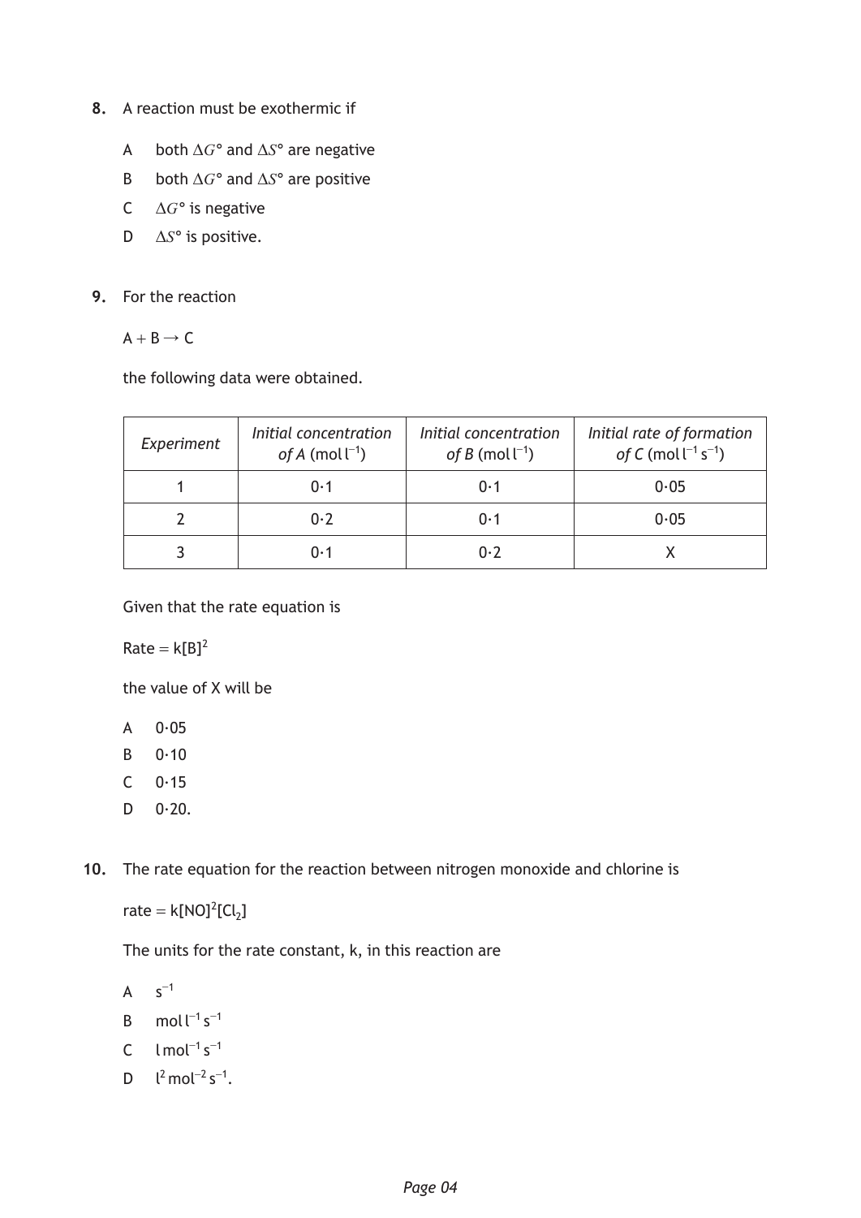8. A reaction must be exothermic if

   A both $\Delta G°$ and $\Delta S°$ are negative

   B both $\Delta G°$ and $\Delta S°$ are positive

   C $\Delta G°$ is negative

   D $\Delta S°$ is positive.

9. For the reaction

   $A + B \rightarrow C$

   the following data were obtained.

| *Experiment* | *Initial concentration of A* ($mol\ l^{-1}$) | *Initial concentration of B* ($mol\ l^{-1}$) | *Initial rate of formation of C* ($mol\ l^{-1}\ s^{-1}$) |
|---|---|---|---|
| 1 | 0·1 | 0·1 | 0·05 |
| 2 | 0·2 | 0·1 | 0·05 |
| 3 | 0·1 | 0·2 | X |

   Given that the rate equation is

   $\text{Rate} = k[B]^2$

   the value of X will be

   A 0·05

   B 0·10

   C 0·15

   D 0·20.

10. The rate equation for the reaction between nitrogen monoxide and chlorine is

   $\text{rate} = k[NO]^2[Cl_2]$

   The units for the rate constant, k, in this reaction are

   A $s^{-1}$

   B $mol\ l^{-1}\ s^{-1}$

   C $l\ mol^{-1}\ s^{-1}$

   D $l^2\ mol^{-2}\ s^{-1}$.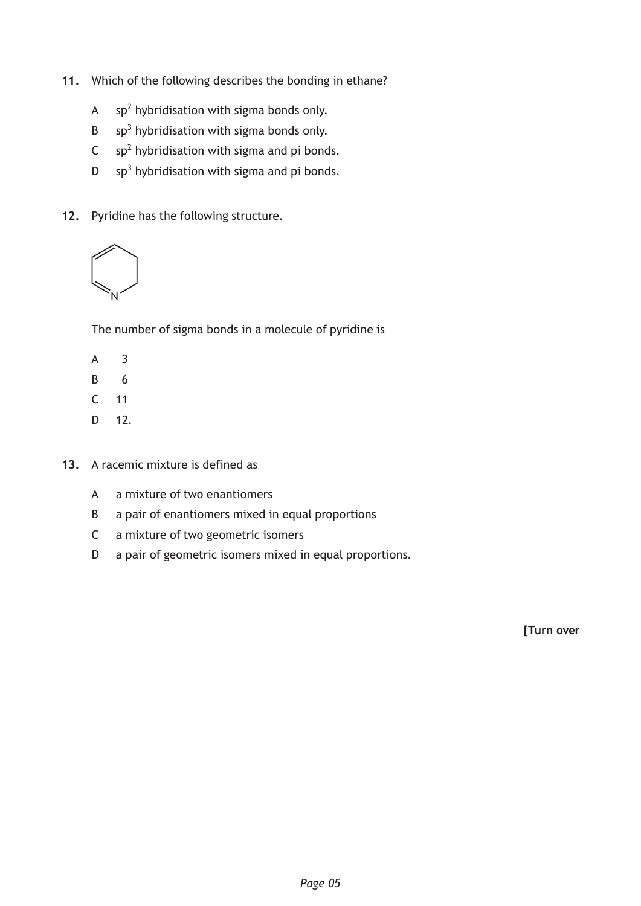**11.** Which of the following describes the bonding in ethane?

A $sp^2$ hybridisation with sigma bonds only.

B $sp^3$ hybridisation with sigma bonds only.

C $sp^2$ hybridisation with sigma and pi bonds.

D $sp^3$ hybridisation with sigma and pi bonds.

**12.** Pyridine has the following structure.

The number of sigma bonds in a molecule of pyridine is

A 3

B 6

C 11

D 12.

**13.** A racemic mixture is defined as

A a mixture of two enantiomers

B a pair of enantiomers mixed in equal proportions

C a mixture of two geometric isomers

D a pair of geometric isomers mixed in equal proportions.

**[Turn over**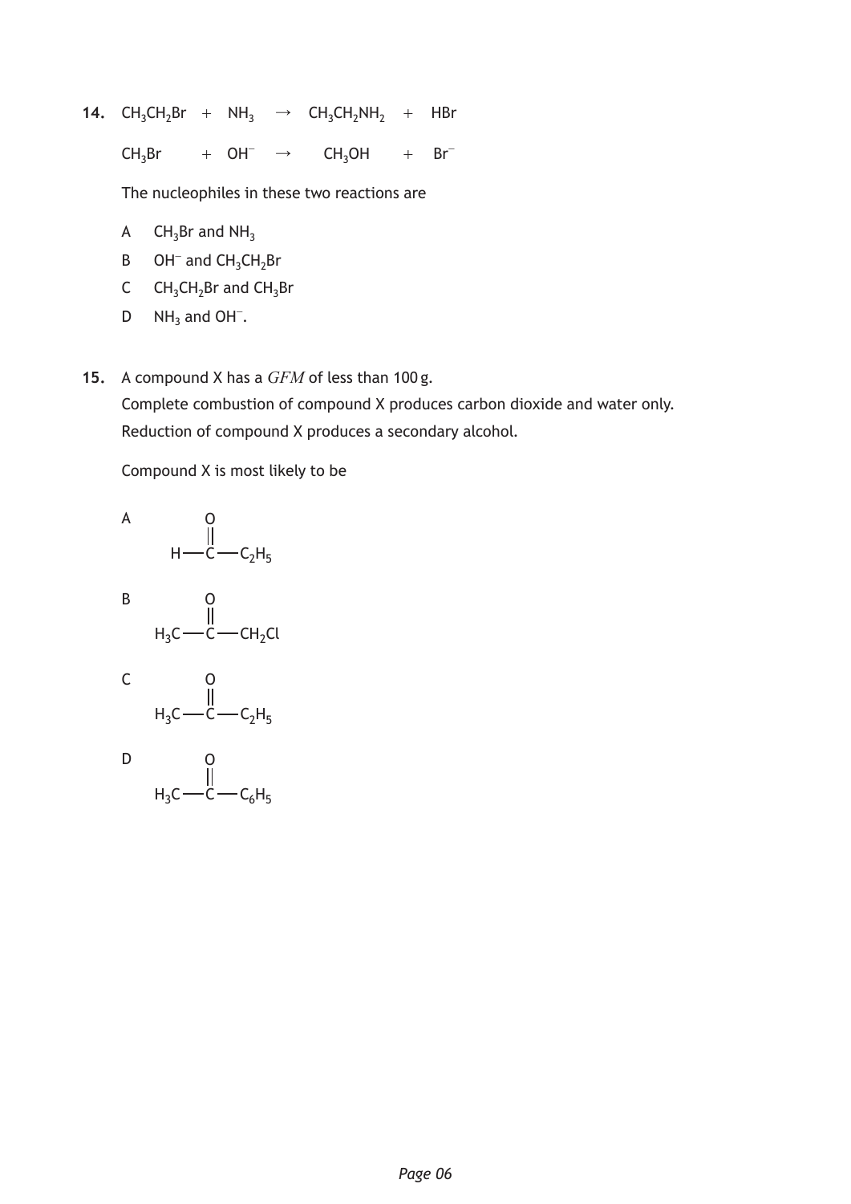**14.** $CH_3CH_2Br + NH_3 \rightarrow CH_3CH_2NH_2 + HBr$

$CH_3Br + OH^- \rightarrow CH_3OH + Br^-$

The nucleophiles in these two reactions are

A $CH_3Br$ and $NH_3$

B $OH^-$ and $CH_3CH_2Br$

C $CH_3CH_2Br$ and $CH_3Br$

D $NH_3$ and $OH^-$.

**15.** A compound X has a *GFM* of less than 100 g.

Complete combustion of compound X produces carbon dioxide and water only.

Reduction of compound X produces a secondary alcohol.

Compound X is most likely to be

A $H-C(=O)-C_2H_5$

B $H_3C-C(=O)-CH_2Cl$

C $H_3C-C(=O)-C_2H_5$

D $H_3C-C(=O)-C_6H_5$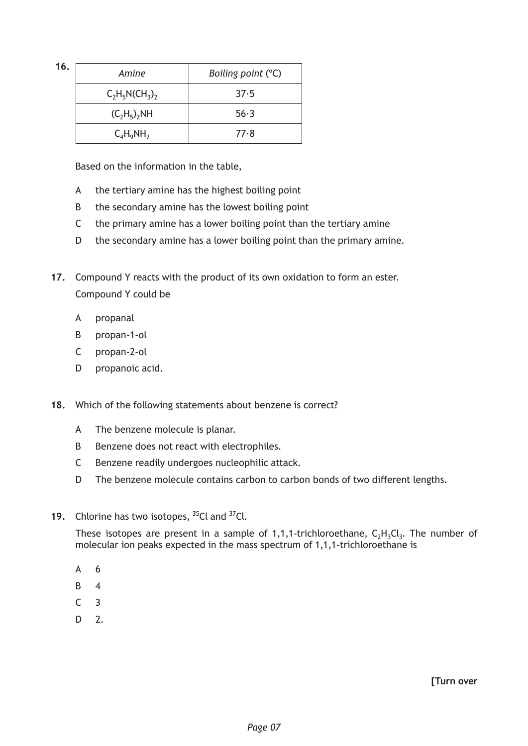16.

| *Amine* | *Boiling point* (°C) |
| --- | --- |
| $C_2H_5N(CH_3)_2$ | 37·5 |
| $(C_2H_5)_2NH$ | 56·3 |
| $C_4H_9NH_2$ | 77·8 |

Based on the information in the table,

- A the tertiary amine has the highest boiling point
- B the secondary amine has the lowest boiling point
- C the primary amine has a lower boiling point than the tertiary amine
- D the secondary amine has a lower boiling point than the primary amine.

17. Compound Y reacts with the product of its own oxidation to form an ester.

Compound Y could be

- A propanal
- B propan-1-ol
- C propan-2-ol
- D propanoic acid.

18. Which of the following statements about benzene is correct?

- A The benzene molecule is planar.
- B Benzene does not react with electrophiles.
- C Benzene readily undergoes nucleophilic attack.
- D The benzene molecule contains carbon to carbon bonds of two different lengths.

19. Chlorine has two isotopes, $^{35}Cl$ and $^{37}Cl$.

These isotopes are present in a sample of 1,1,1-trichloroethane, $C_2H_3Cl_3$. The number of molecular ion peaks expected in the mass spectrum of 1,1,1-trichloroethane is

- A 6
- B 4
- C 3
- D 2.

**[Turn over**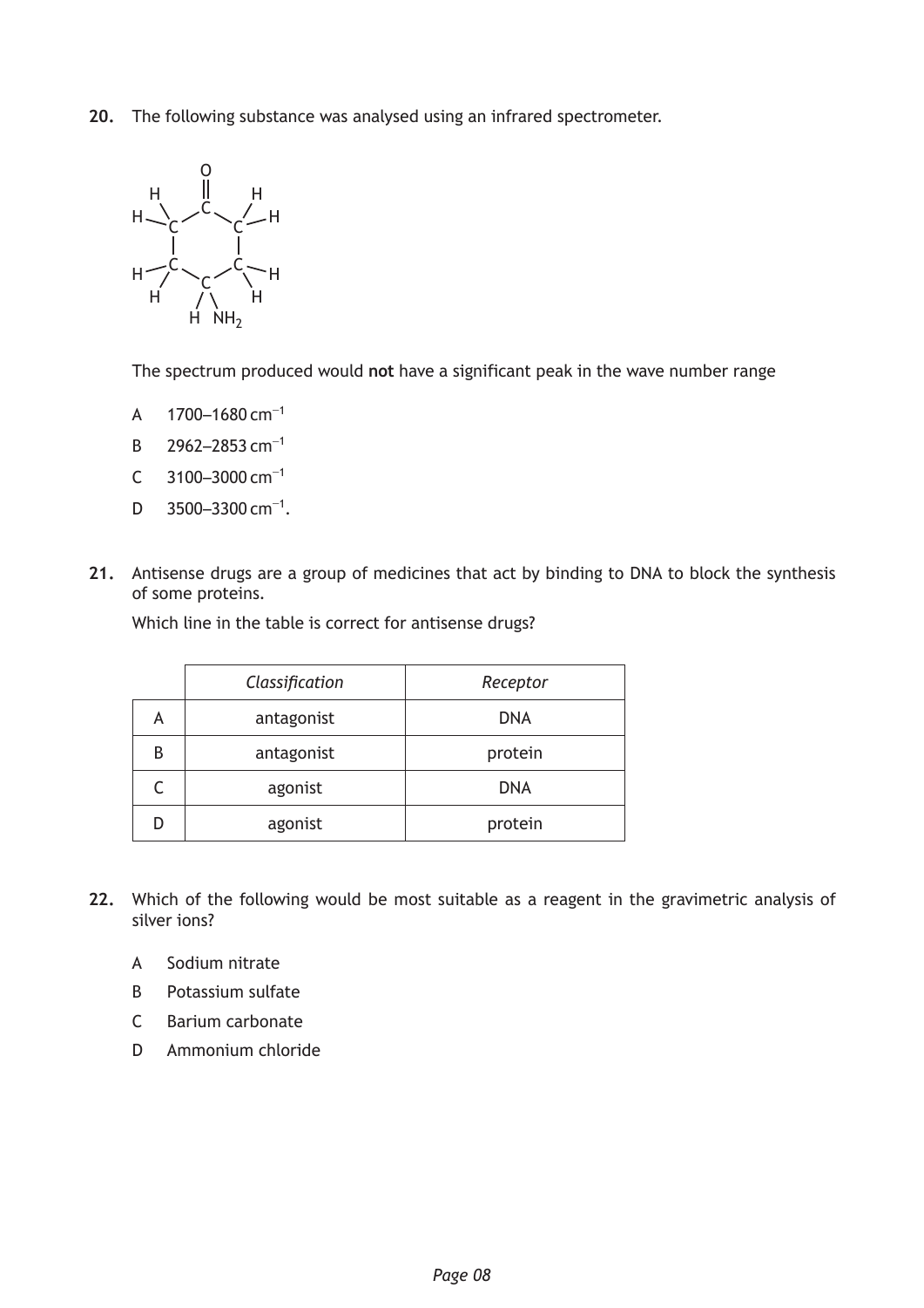**20.** The following substance was analysed using an infrared spectrometer.

The spectrum produced would **not** have a significant peak in the wave number range

A 1700–1680 $cm^{-1}$

B 2962–2853 $cm^{-1}$

C 3100–3000 $cm^{-1}$

D 3500–3300 $cm^{-1}$.

**21.** Antisense drugs are a group of medicines that act by binding to DNA to block the synthesis of some proteins.

Which line in the table is correct for antisense drugs?

| | *Classification* | *Receptor* |
|---|---|---|
| A | antagonist | DNA |
| B | antagonist | protein |
| C | agonist | DNA |
| D | agonist | protein |

**22.** Which of the following would be most suitable as a reagent in the gravimetric analysis of silver ions?

A Sodium nitrate

B Potassium sulfate

C Barium carbonate

D Ammonium chloride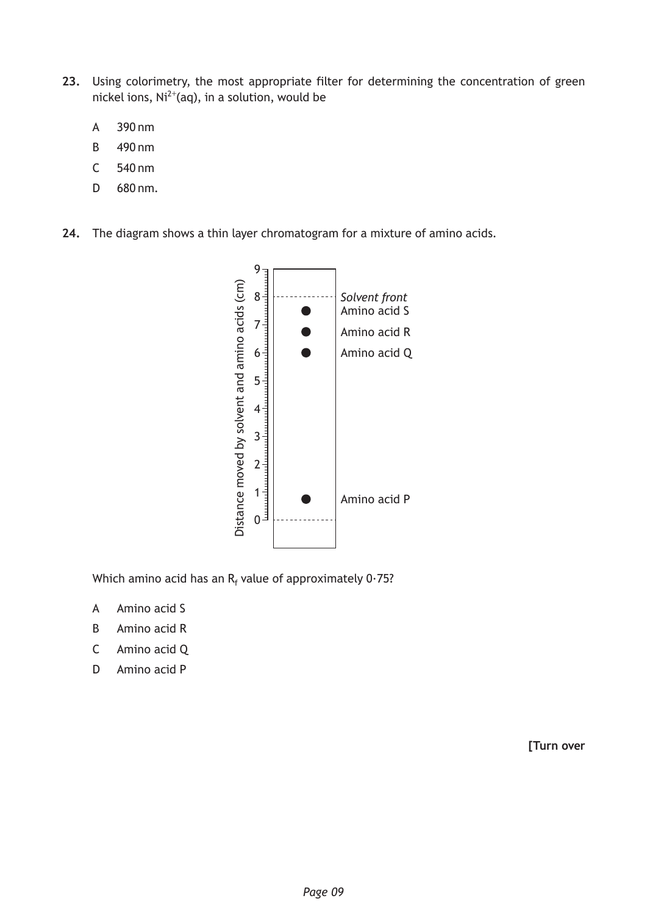**23.** Using colorimetry, the most appropriate filter for determining the concentration of green nickel ions, $Ni^{2+}(aq)$, in a solution, would be

A 390 nm

B 490 nm

C 540 nm

D 680 nm.

**24.** The diagram shows a thin layer chromatogram for a mixture of amino acids.

Distance moved by solvent and amino acids (cm)

0, 1, 2, 3, 4, 5, 6, 7, 8, 9

*Solvent front*

Amino acid S

Amino acid R

Amino acid Q

Amino acid P

Which amino acid has an $R_f$ value of approximately 0·75?

A Amino acid S

B Amino acid R

C Amino acid Q

D Amino acid P

**[Turn over**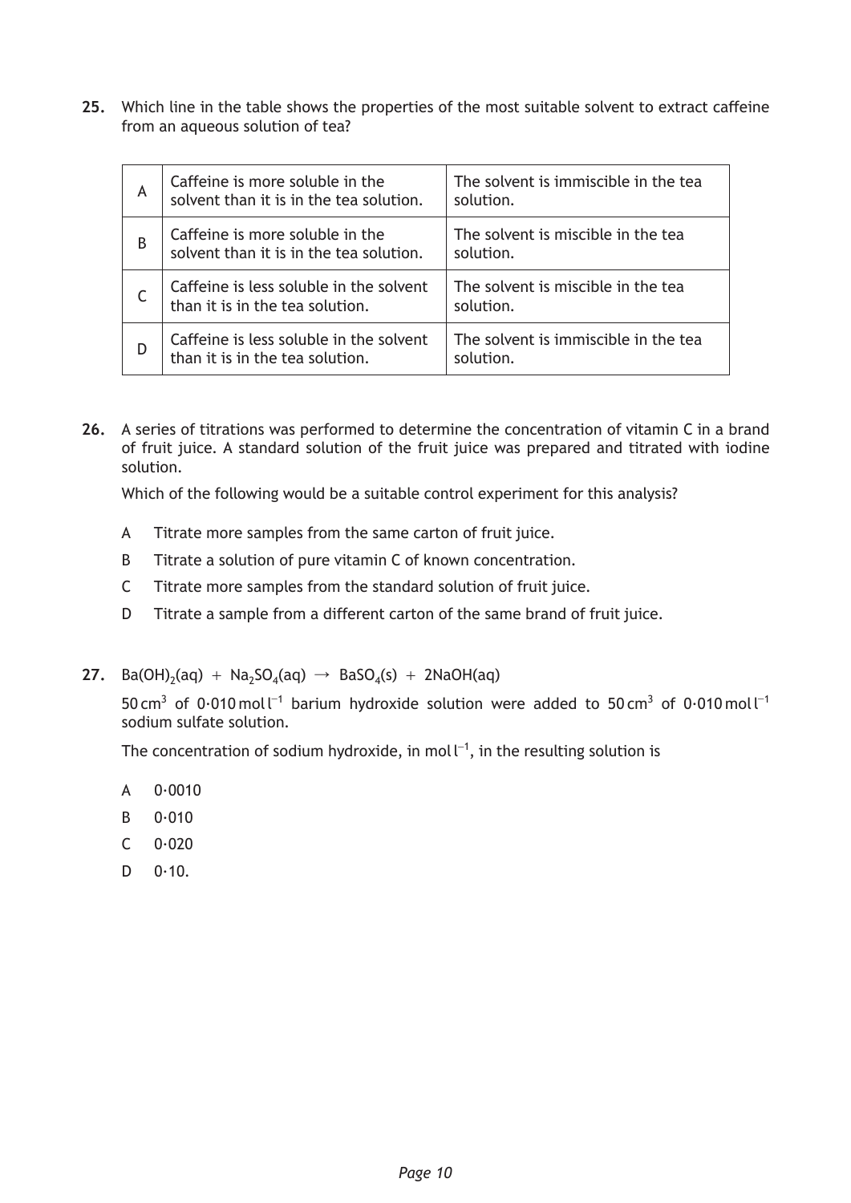**25.** Which line in the table shows the properties of the most suitable solvent to extract caffeine from an aqueous solution of tea?

| | | |
|---|---|---|
| A | Caffeine is more soluble in the solvent than it is in the tea solution. | The solvent is immiscible in the tea solution. |
| B | Caffeine is more soluble in the solvent than it is in the tea solution. | The solvent is miscible in the tea solution. |
| C | Caffeine is less soluble in the solvent than it is in the tea solution. | The solvent is miscible in the tea solution. |
| D | Caffeine is less soluble in the solvent than it is in the tea solution. | The solvent is immiscible in the tea solution. |

**26.** A series of titrations was performed to determine the concentration of vitamin C in a brand of fruit juice. A standard solution of the fruit juice was prepared and titrated with iodine solution.

Which of the following would be a suitable control experiment for this analysis?

A Titrate more samples from the same carton of fruit juice.

B Titrate a solution of pure vitamin C of known concentration.

C Titrate more samples from the standard solution of fruit juice.

D Titrate a sample from a different carton of the same brand of fruit juice.

**27.** $Ba(OH)_2(aq) + Na_2SO_4(aq) \rightarrow BaSO_4(s) + 2NaOH(aq)$

$50\,cm^3$ of $0{\cdot}010\,mol\,l^{-1}$ barium hydroxide solution were added to $50\,cm^3$ of $0{\cdot}010\,mol\,l^{-1}$ sodium sulfate solution.

The concentration of sodium hydroxide, in $mol\,l^{-1}$, in the resulting solution is

A 0·0010

B 0·010

C 0·020

D 0·10.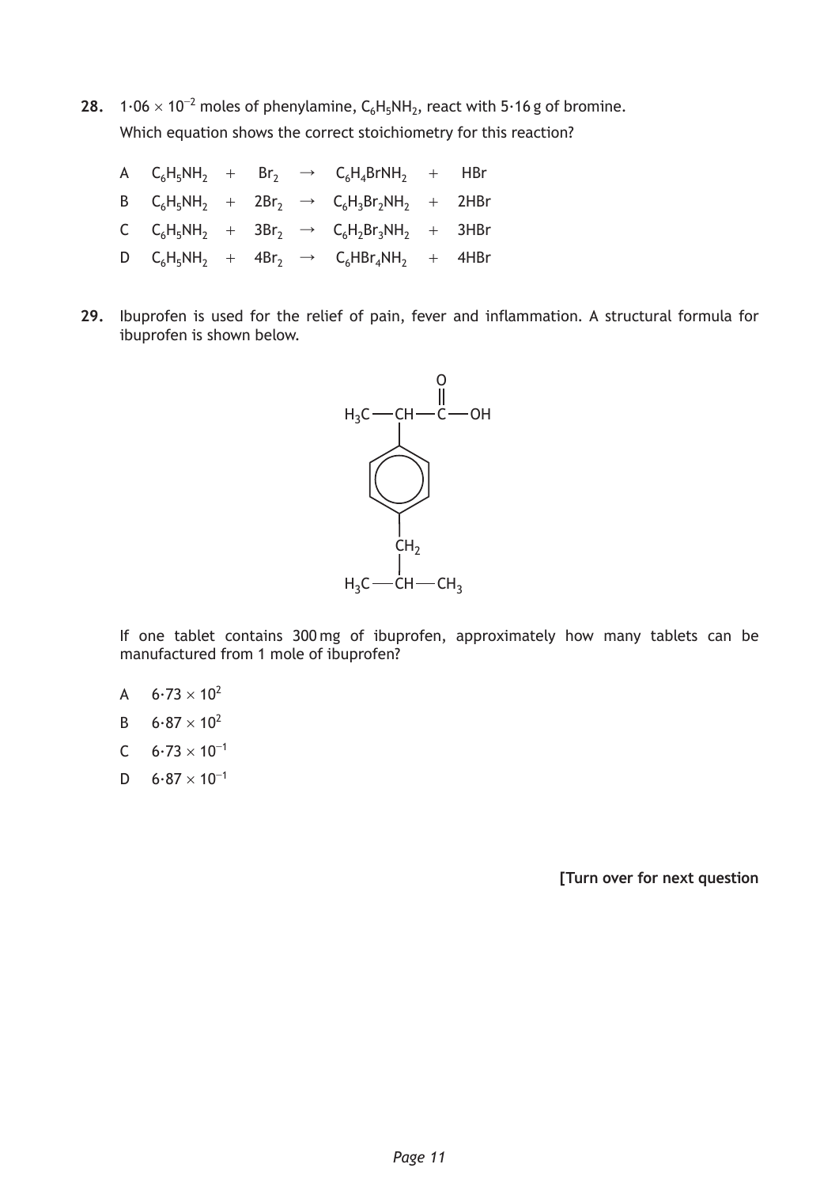**28.** $1{\cdot}06 \times 10^{-2}$ moles of phenylamine, $C_6H_5NH_2$, react with 5·16 g of bromine.

Which equation shows the correct stoichiometry for this reaction?

A $C_6H_5NH_2 + Br_2 \rightarrow C_6H_4BrNH_2 + HBr$

B $C_6H_5NH_2 + 2Br_2 \rightarrow C_6H_3Br_2NH_2 + 2HBr$

C $C_6H_5NH_2 + 3Br_2 \rightarrow C_6H_2Br_3NH_2 + 3HBr$

D $C_6H_5NH_2 + 4Br_2 \rightarrow C_6HBr_4NH_2 + 4HBr$

**29.** Ibuprofen is used for the relief of pain, fever and inflammation. A structural formula for ibuprofen is shown below.

```
            O
            ‖
H3C — CH — C — OH
      |
   (benzene ring)
      |
     CH2
      |
H3C — CH — CH3
```

If one tablet contains 300 mg of ibuprofen, approximately how many tablets can be manufactured from 1 mole of ibuprofen?

A $6{\cdot}73 \times 10^{2}$

B $6{\cdot}87 \times 10^{2}$

C $6{\cdot}73 \times 10^{-1}$

D $6{\cdot}87 \times 10^{-1}$

**[Turn over for next question**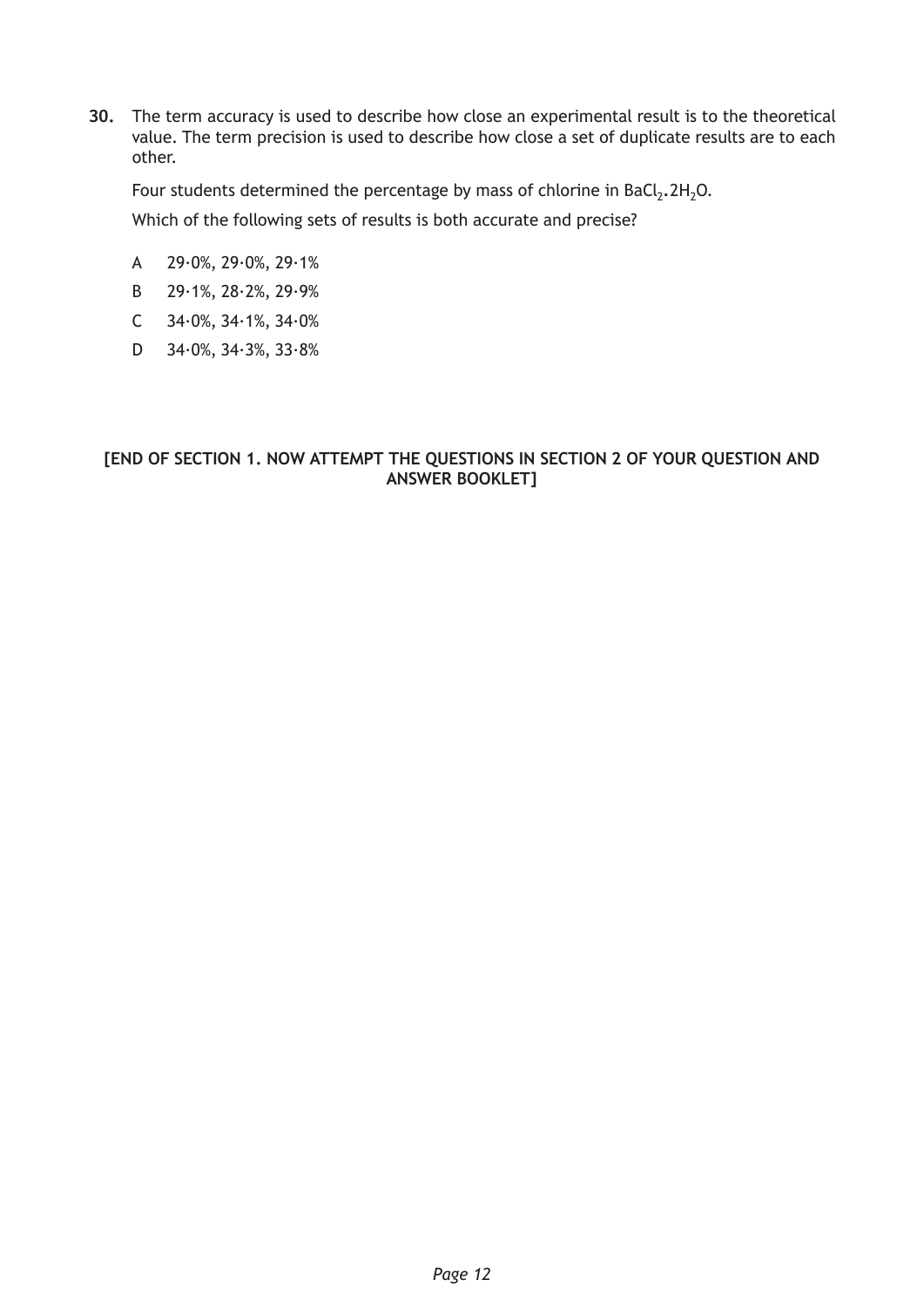**30.** The term accuracy is used to describe how close an experimental result is to the theoretical value. The term precision is used to describe how close a set of duplicate results are to each other.

Four students determined the percentage by mass of chlorine in $BaCl_2.2H_2O$.

Which of the following sets of results is both accurate and precise?

A  29·0%, 29·0%, 29·1%

B  29·1%, 28·2%, 29·9%

C  34·0%, 34·1%, 34·0%

D  34·0%, 34·3%, 33·8%

**[END OF SECTION 1. NOW ATTEMPT THE QUESTIONS IN SECTION 2 OF YOUR QUESTION AND ANSWER BOOKLET]**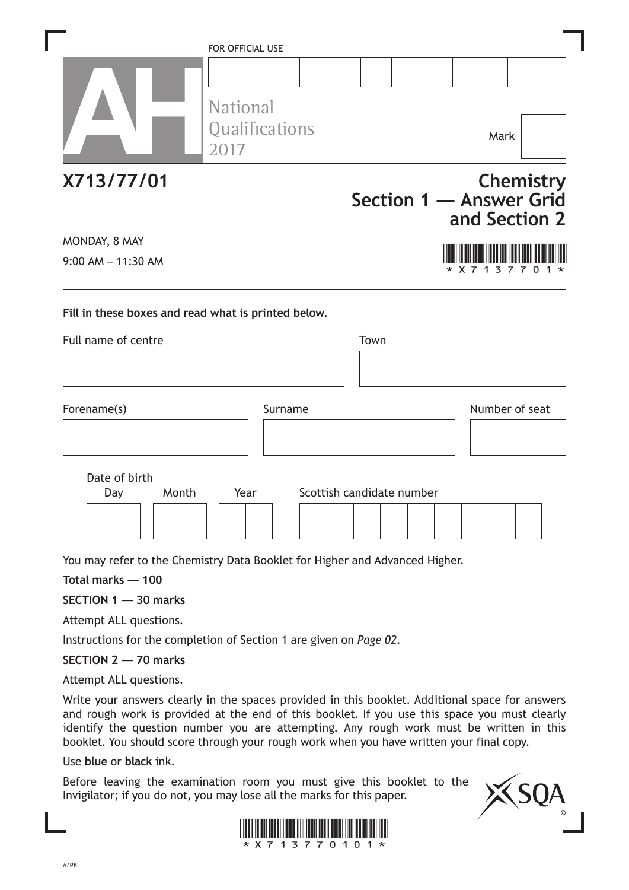FOR OFFICIAL USE

National Qualifications 2017

Mark

# X713/77/01

# Chemistry Section 1 — Answer Grid and Section 2

MONDAY, 8 MAY

9:00 AM – 11:30 AM

**Fill in these boxes and read what is printed below.**

Full name of centre

Town

Forename(s)

Surname

Number of seat

Date of birth

Day Month Year

Scottish candidate number

You may refer to the Chemistry Data Booklet for Higher and Advanced Higher.

**Total marks — 100**

**SECTION 1 — 30 marks**

Attempt ALL questions.

Instructions for the completion of Section 1 are given on *Page 02*.

**SECTION 2 — 70 marks**

Attempt ALL questions.

Write your answers clearly in the spaces provided in this booklet. Additional space for answers and rough work is provided at the end of this booklet. If you use this space you must clearly identify the question number you are attempting. Any rough work must be written in this booklet. You should score through your rough work when you have written your final copy.

Use **blue** or **black** ink.

Before leaving the examination room you must give this booklet to the Invigilator; if you do not, you may lose all the marks for this paper.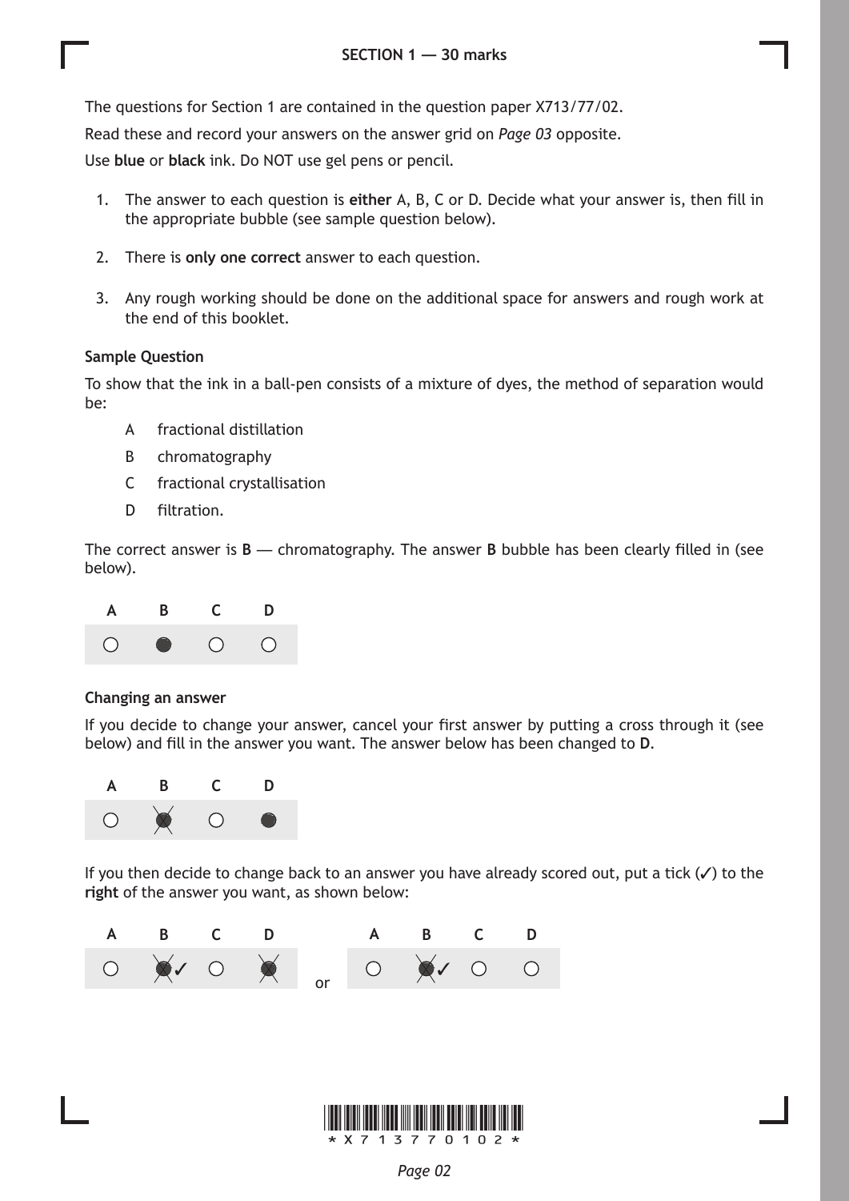## SECTION 1 — 30 marks

The questions for Section 1 are contained in the question paper X713/77/02.

Read these and record your answers on the answer grid on *Page 03* opposite.

Use **blue** or **black** ink. Do NOT use gel pens or pencil.

1. The answer to each question is **either** A, B, C or D. Decide what your answer is, then fill in the appropriate bubble (see sample question below).

2. There is **only one correct** answer to each question.

3. Any rough working should be done on the additional space for answers and rough work at the end of this booklet.

**Sample Question**

To show that the ink in a ball-pen consists of a mixture of dyes, the method of separation would be:

- A fractional distillation
- B chromatography
- C fractional crystallisation
- D filtration.

The correct answer is **B** — chromatography. The answer **B** bubble has been clearly filled in (see below).

| A | B | C | D |
|---|---|---|---|
| ○ | ● | ○ | ○ |

**Changing an answer**

If you decide to change your answer, cancel your first answer by putting a cross through it (see below) and fill in the answer you want. The answer below has been changed to **D**.

| A | B | C | D |
|---|---|---|---|
| ○ | ⊗ | ○ | ● |

If you then decide to change back to an answer you have already scored out, put a tick (✓) to the **right** of the answer you want, as shown below:

| A | B | C | D |
|---|---|---|---|
| ○ | ⊗ ✓ | ○ | ⊗ |

or

| A | B | C | D |
|---|---|---|---|
| ○ | ⊗ ✓ | ○ | ○ |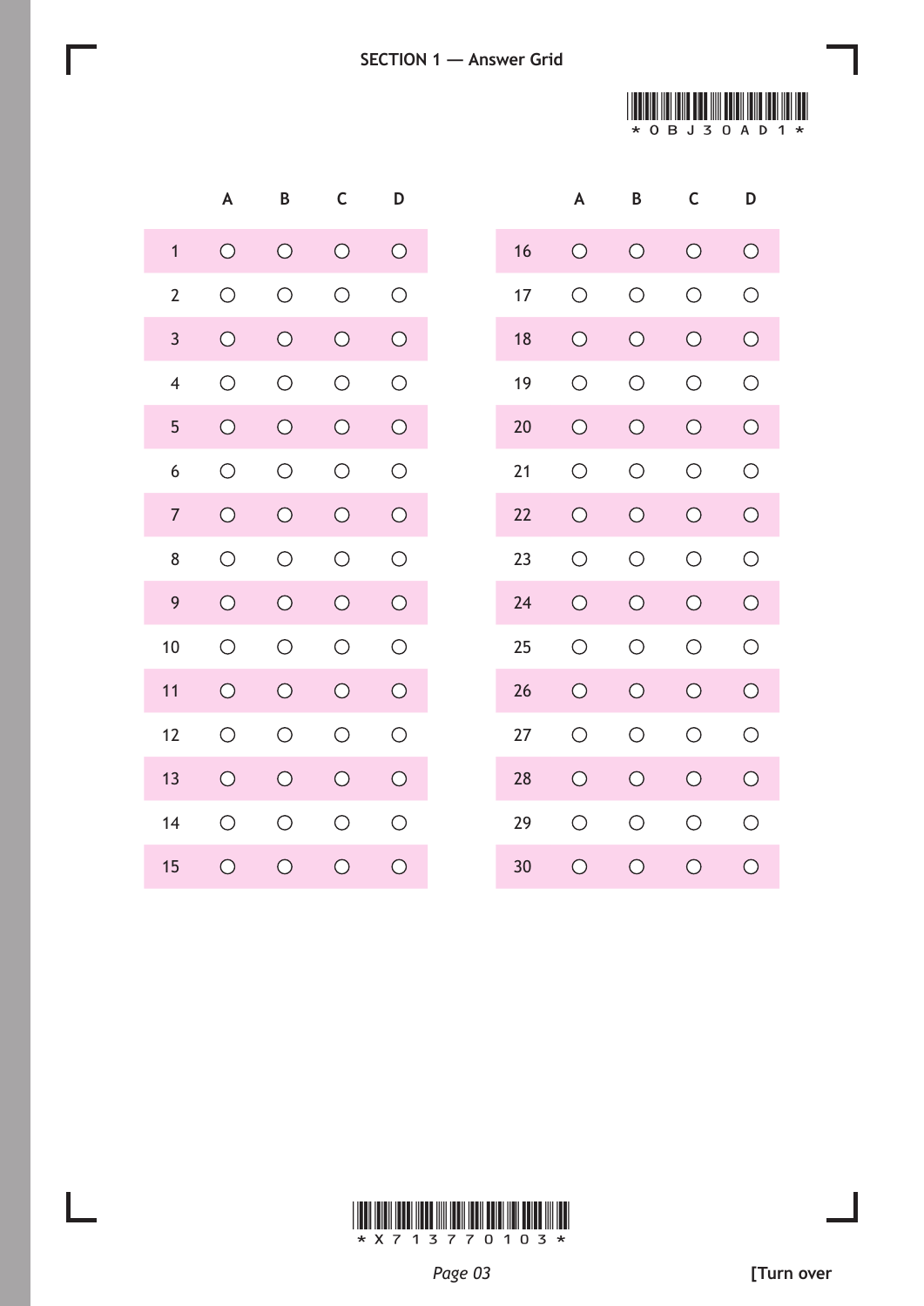## SECTION 1 — Answer Grid

*OBJ30AD1*

| | A | B | C | D |
|---|---|---|---|---|
| 1 | ○ | ○ | ○ | ○ |
| 2 | ○ | ○ | ○ | ○ |
| 3 | ○ | ○ | ○ | ○ |
| 4 | ○ | ○ | ○ | ○ |
| 5 | ○ | ○ | ○ | ○ |
| 6 | ○ | ○ | ○ | ○ |
| 7 | ○ | ○ | ○ | ○ |
| 8 | ○ | ○ | ○ | ○ |
| 9 | ○ | ○ | ○ | ○ |
| 10 | ○ | ○ | ○ | ○ |
| 11 | ○ | ○ | ○ | ○ |
| 12 | ○ | ○ | ○ | ○ |
| 13 | ○ | ○ | ○ | ○ |
| 14 | ○ | ○ | ○ | ○ |
| 15 | ○ | ○ | ○ | ○ |
| 16 | ○ | ○ | ○ | ○ |
| 17 | ○ | ○ | ○ | ○ |
| 18 | ○ | ○ | ○ | ○ |
| 19 | ○ | ○ | ○ | ○ |
| 20 | ○ | ○ | ○ | ○ |
| 21 | ○ | ○ | ○ | ○ |
| 22 | ○ | ○ | ○ | ○ |
| 23 | ○ | ○ | ○ | ○ |
| 24 | ○ | ○ | ○ | ○ |
| 25 | ○ | ○ | ○ | ○ |
| 26 | ○ | ○ | ○ | ○ |
| 27 | ○ | ○ | ○ | ○ |
| 28 | ○ | ○ | ○ | ○ |
| 29 | ○ | ○ | ○ | ○ |
| 30 | ○ | ○ | ○ | ○ |

*X713770103*

[Turn over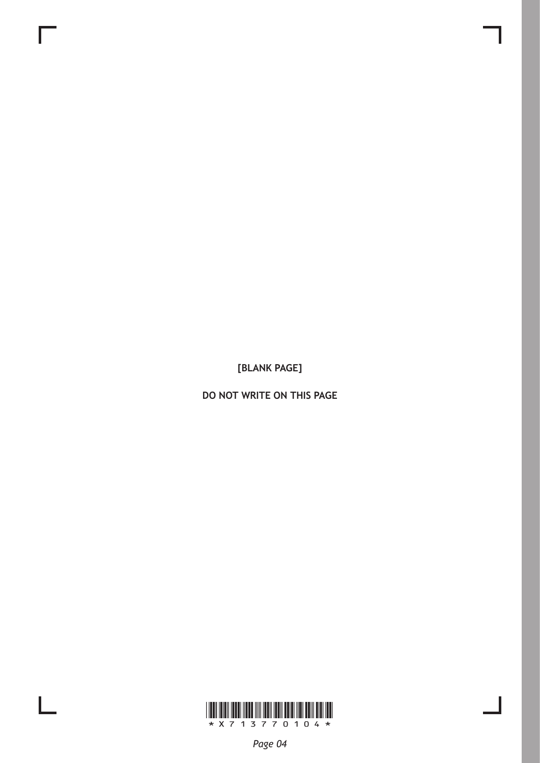[BLANK PAGE]

DO NOT WRITE ON THIS PAGE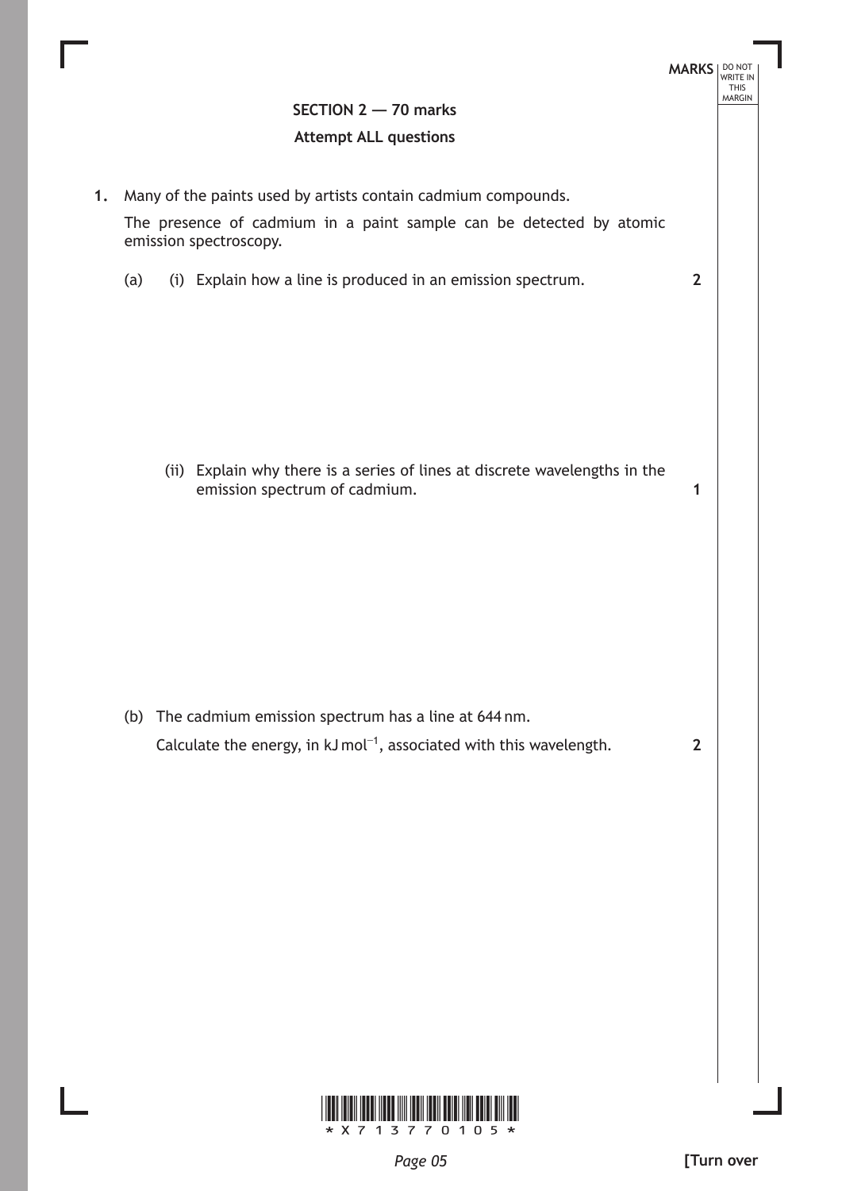## SECTION 2 — 70 marks

**Attempt ALL questions**

**1.** Many of the paints used by artists contain cadmium compounds.

The presence of cadmium in a paint sample can be detected by atomic emission spectroscopy.

(a) (i) Explain how a line is produced in an emission spectrum. **2**

(ii) Explain why there is a series of lines at discrete wavelengths in the emission spectrum of cadmium. **1**

(b) The cadmium emission spectrum has a line at 644 nm.

Calculate the energy, in $kJ\,mol^{-1}$, associated with this wavelength. **2**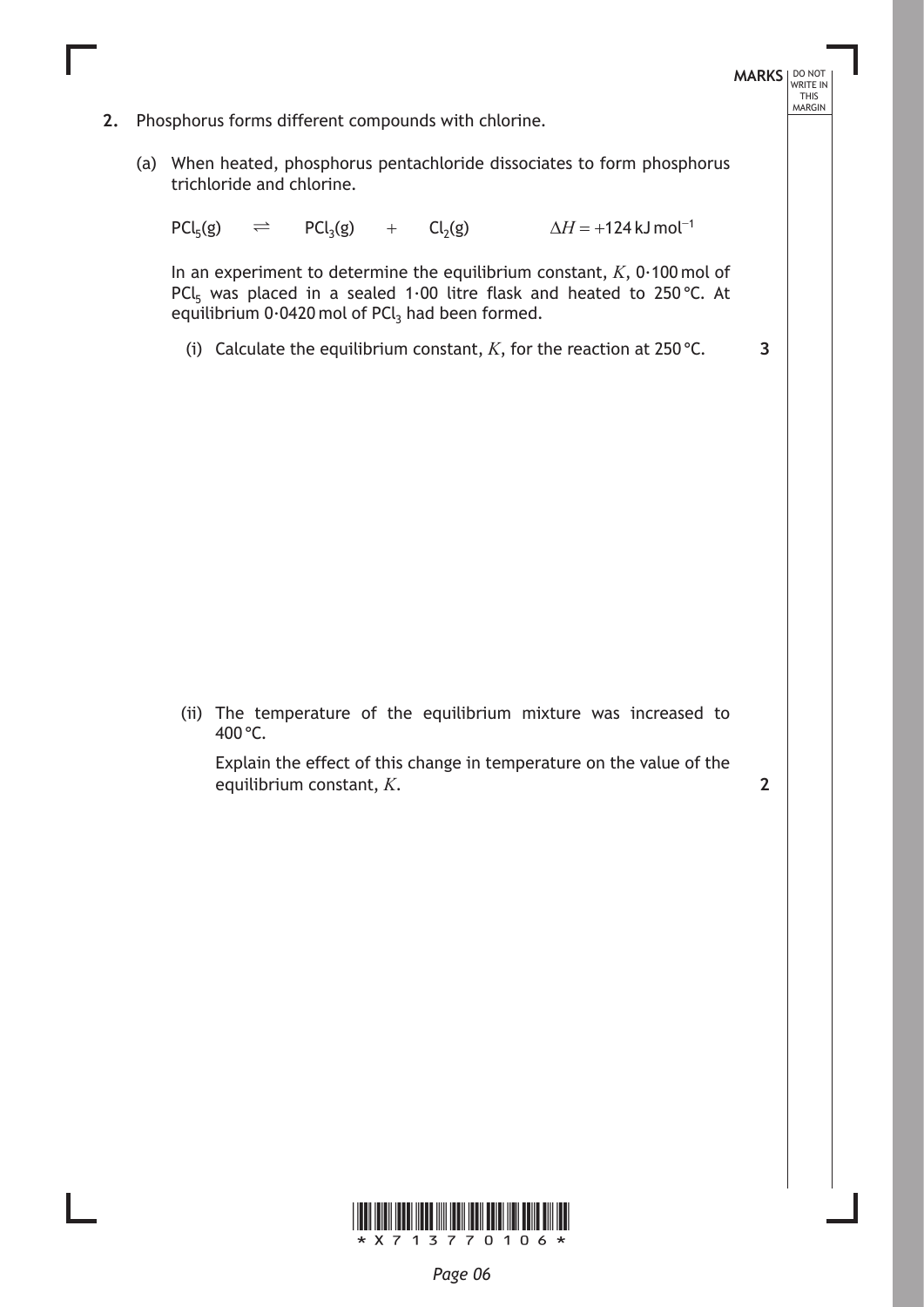**2.** Phosphorus forms different compounds with chlorine.

(a) When heated, phosphorus pentachloride dissociates to form phosphorus trichloride and chlorine.

$$PCl_5(g) \rightleftharpoons PCl_3(g) + Cl_2(g) \qquad \Delta H = +124\ \text{kJ mol}^{-1}$$

In an experiment to determine the equilibrium constant, $K$, 0·100 mol of $PCl_5$ was placed in a sealed 1·00 litre flask and heated to 250 °C. At equilibrium 0·0420 mol of $PCl_3$ had been formed.

(i) Calculate the equilibrium constant, $K$, for the reaction at 250 °C. **3**

(ii) The temperature of the equilibrium mixture was increased to 400 °C.

Explain the effect of this change in temperature on the value of the equilibrium constant, $K$. **2**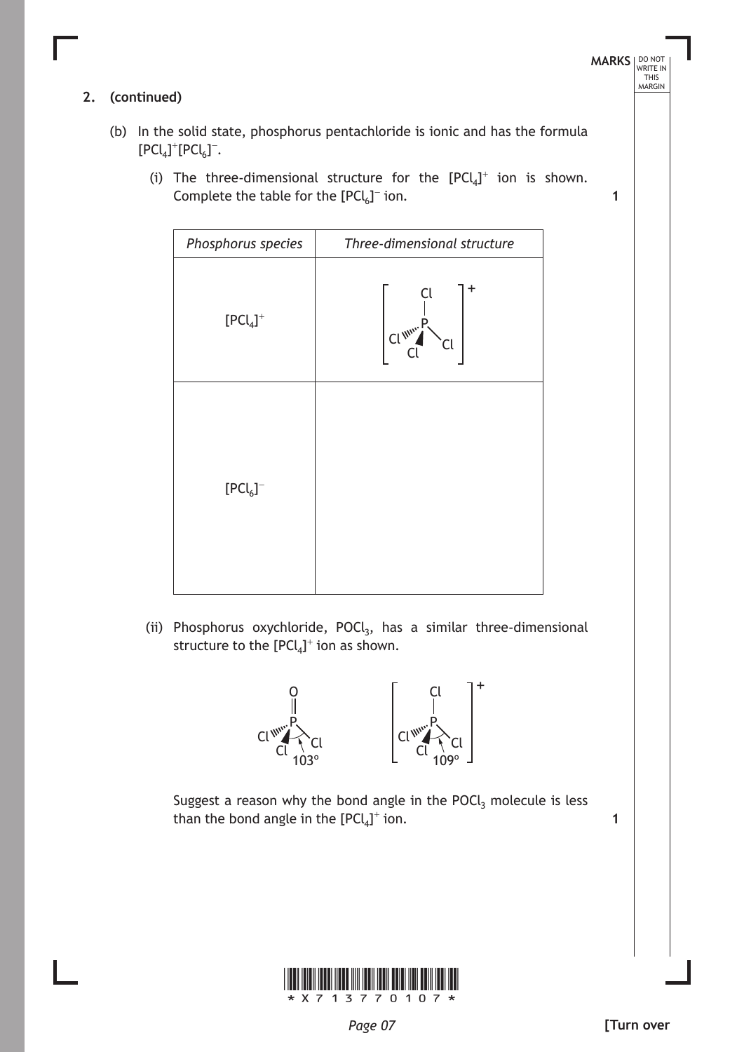**2. (continued)**

(b) In the solid state, phosphorus pentachloride is ionic and has the formula $[PCl_4]^+[PCl_6]^-$.

(i) The three-dimensional structure for the $[PCl_4]^+$ ion is shown. Complete the table for the $[PCl_6]^-$ ion. **1**

| *Phosphorus species* | *Three-dimensional structure* |
|---|---|
| $[PCl_4]^+$ | $[PCl_4]^+$ structure (P with four Cl, tetrahedral) |
| $[PCl_6]^-$ | |

(ii) Phosphorus oxychloride, $POCl_3$, has a similar three-dimensional structure to the $[PCl_4]^+$ ion as shown.

$POCl_3$: 103°     $[PCl_4]^+$: 109°

Suggest a reason why the bond angle in the $POCl_3$ molecule is less than the bond angle in the $[PCl_4]^+$ ion. **1**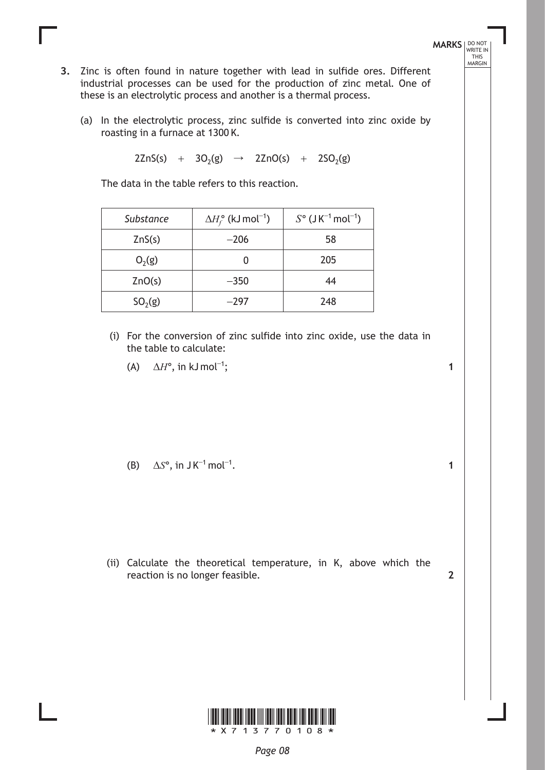**3.** Zinc is often found in nature together with lead in sulfide ores. Different industrial processes can be used for the production of zinc metal. One of these is an electrolytic process and another is a thermal process.

(a) In the electrolytic process, zinc sulfide is converted into zinc oxide by roasting in a furnace at 1300 K.

$$2ZnS(s) \quad + \quad 3O_2(g) \quad \rightarrow \quad 2ZnO(s) \quad + \quad 2SO_2(g)$$

The data in the table refers to this reaction.

| *Substance* | $\Delta H_f^\circ$ ($kJ\,mol^{-1}$) | $S^\circ$ ($J\,K^{-1}\,mol^{-1}$) |
|---|---|---|
| $ZnS(s)$ | −206 | 58 |
| $O_2(g)$ | 0 | 205 |
| $ZnO(s)$ | −350 | 44 |
| $SO_2(g)$ | −297 | 248 |

(i) For the conversion of zinc sulfide into zinc oxide, use the data in the table to calculate:

(A) $\Delta H^\circ$, in $kJ\,mol^{-1}$; **1**

(B) $\Delta S^\circ$, in $J\,K^{-1}\,mol^{-1}$. **1**

(ii) Calculate the theoretical temperature, in K, above which the reaction is no longer feasible. **2**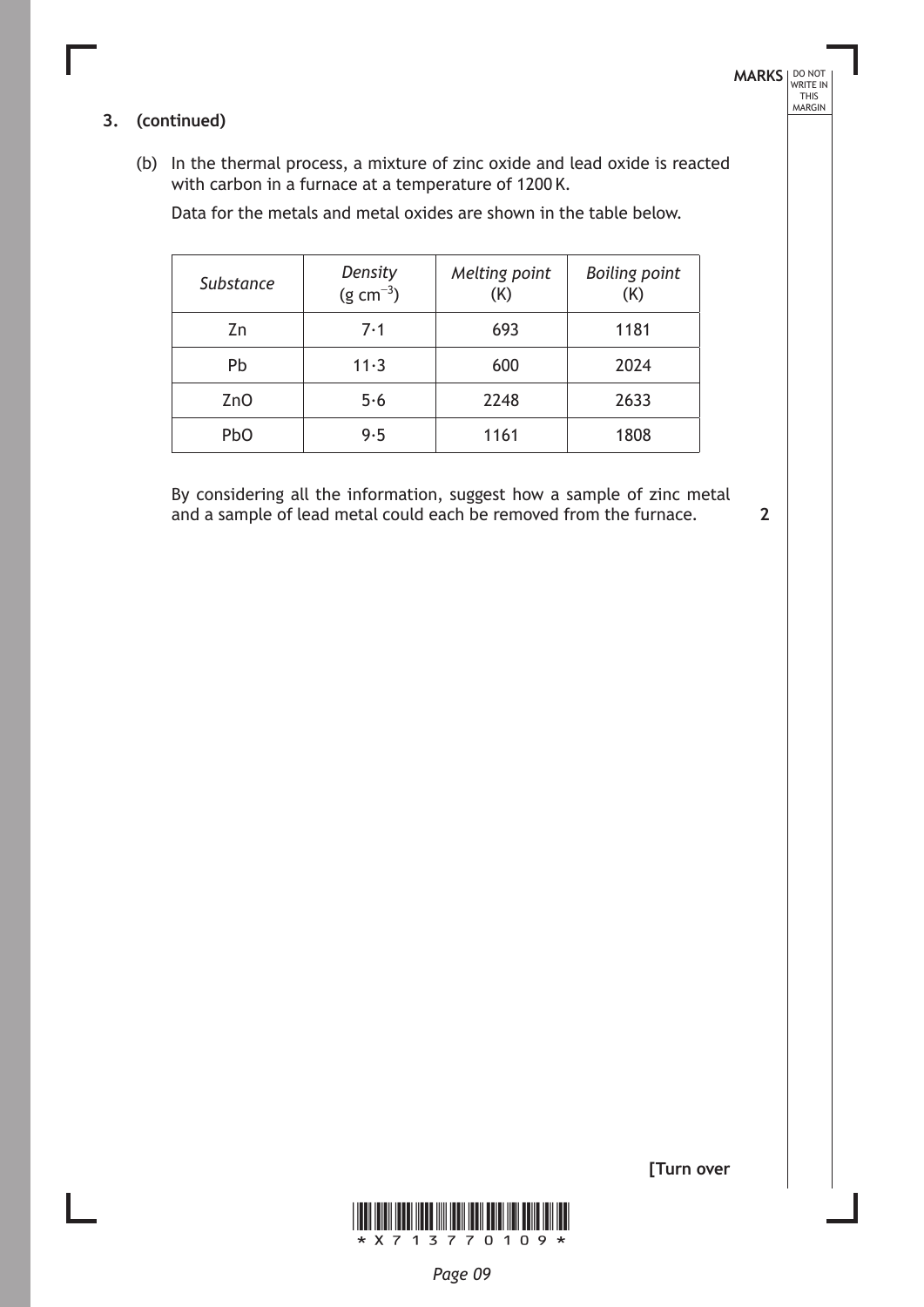**3. (continued)**

(b) In the thermal process, a mixture of zinc oxide and lead oxide is reacted with carbon in a furnace at a temperature of 1200 K.

Data for the metals and metal oxides are shown in the table below.

| *Substance* | *Density* (g $cm^{-3}$) | *Melting point* (K) | *Boiling point* (K) |
|---|---|---|---|
| Zn | 7·1 | 693 | 1181 |
| Pb | 11·3 | 600 | 2024 |
| ZnO | 5·6 | 2248 | 2633 |
| PbO | 9·5 | 1161 | 1808 |

By considering all the information, suggest how a sample of zinc metal and a sample of lead metal could each be removed from the furnace. **2**

**[Turn over**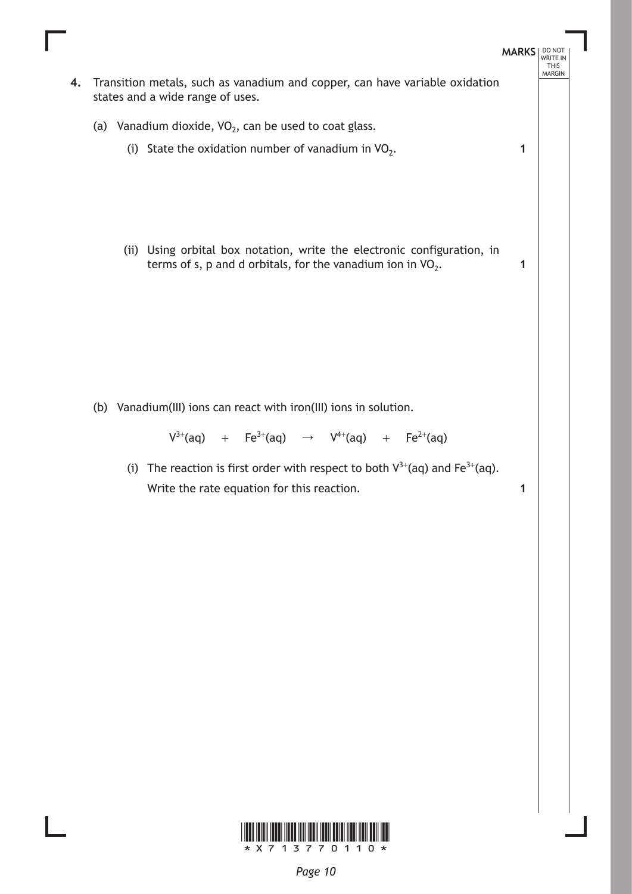**4.** Transition metals, such as vanadium and copper, can have variable oxidation states and a wide range of uses.

(a) Vanadium dioxide, $VO_2$, can be used to coat glass.

(i) State the oxidation number of vanadium in $VO_2$. **1**

(ii) Using orbital box notation, write the electronic configuration, in terms of s, p and d orbitals, for the vanadium ion in $VO_2$. **1**

(b) Vanadium(III) ions can react with iron(III) ions in solution.

$$V^{3+}(aq) \quad + \quad Fe^{3+}(aq) \quad \rightarrow \quad V^{4+}(aq) \quad + \quad Fe^{2+}(aq)$$

(i) The reaction is first order with respect to both $V^{3+}(aq)$ and $Fe^{3+}(aq)$.

Write the rate equation for this reaction. **1**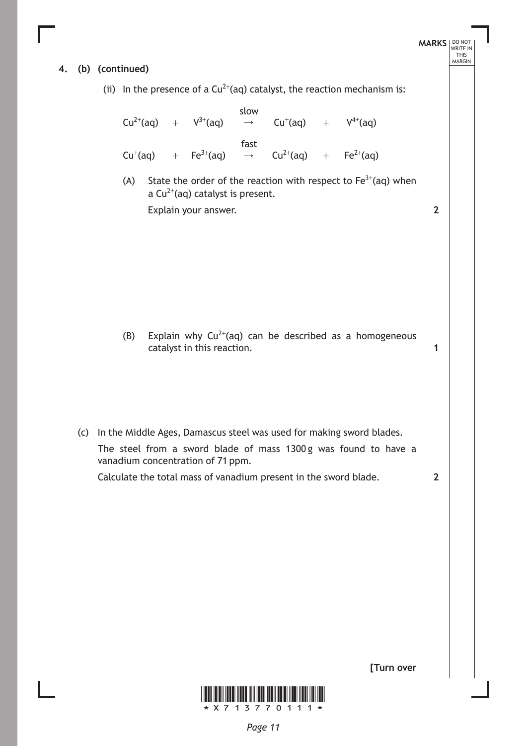**4. (b) (continued)**

(ii) In the presence of a $Cu^{2+}(aq)$ catalyst, the reaction mechanism is:

$$Cu^{2+}(aq) + V^{3+}(aq) \xrightarrow{\text{slow}} Cu^{+}(aq) + V^{4+}(aq)$$

$$Cu^{+}(aq) + Fe^{3+}(aq) \xrightarrow{\text{fast}} Cu^{2+}(aq) + Fe^{2+}(aq)$$

(A) State the order of the reaction with respect to $Fe^{3+}(aq)$ when a $Cu^{2+}(aq)$ catalyst is present.

Explain your answer. **2**

(B) Explain why $Cu^{2+}(aq)$ can be described as a homogeneous catalyst in this reaction. **1**

(c) In the Middle Ages, Damascus steel was used for making sword blades.

The steel from a sword blade of mass 1300 g was found to have a vanadium concentration of 71 ppm.

Calculate the total mass of vanadium present in the sword blade. **2**

**[Turn over**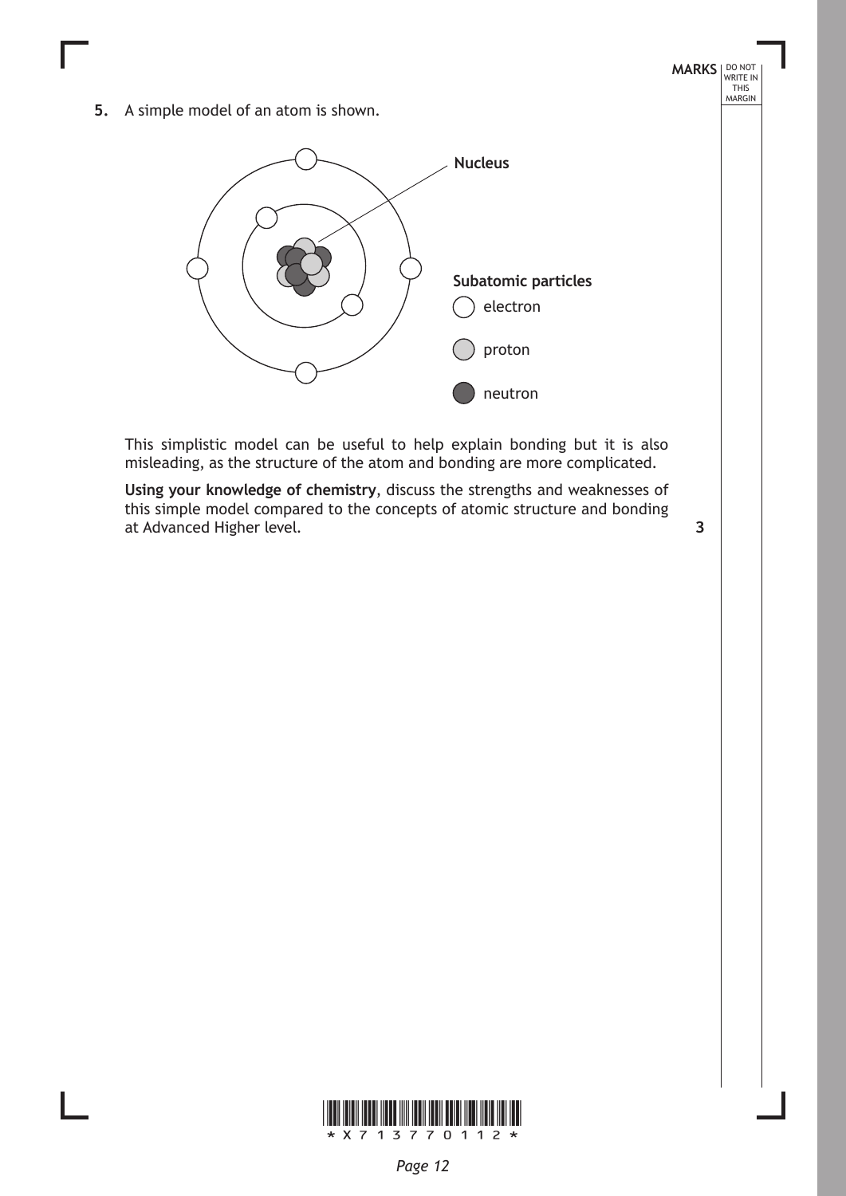**5.** A simple model of an atom is shown.

Nucleus

Subatomic particles

electron

proton

neutron

This simplistic model can be useful to help explain bonding but it is also misleading, as the structure of the atom and bonding are more complicated.

**Using your knowledge of chemistry**, discuss the strengths and weaknesses of this simple model compared to the concepts of atomic structure and bonding at Advanced Higher level. **3**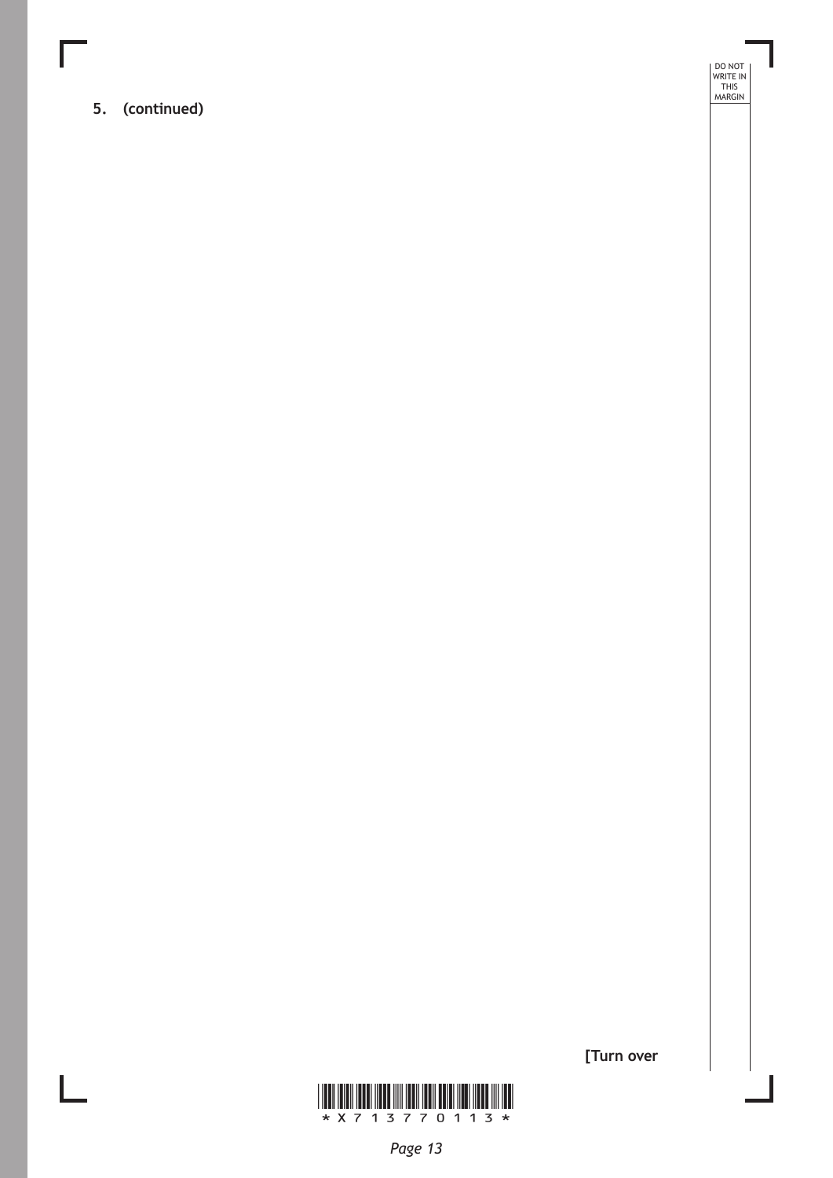**5. (continued)**

**[Turn over**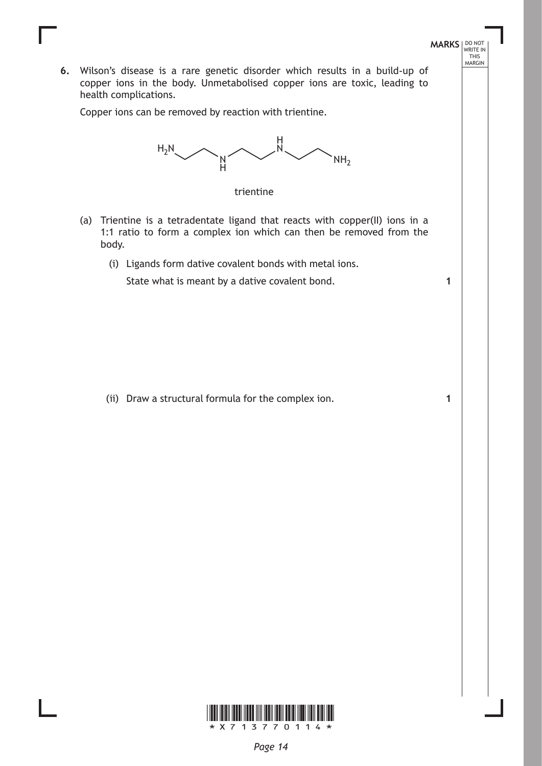**6.** Wilson's disease is a rare genetic disorder which results in a build-up of copper ions in the body. Unmetabolised copper ions are toxic, leading to health complications.

Copper ions can be removed by reaction with trientine.

$H_2N$–$CH_2CH_2$–NH–$CH_2CH_2$–NH–$CH_2CH_2$–$NH_2$

trientine

(a) Trientine is a tetradentate ligand that reacts with copper(II) ions in a 1:1 ratio to form a complex ion which can then be removed from the body.

(i) Ligands form dative covalent bonds with metal ions.

State what is meant by a dative covalent bond. **1**

(ii) Draw a structural formula for the complex ion. **1**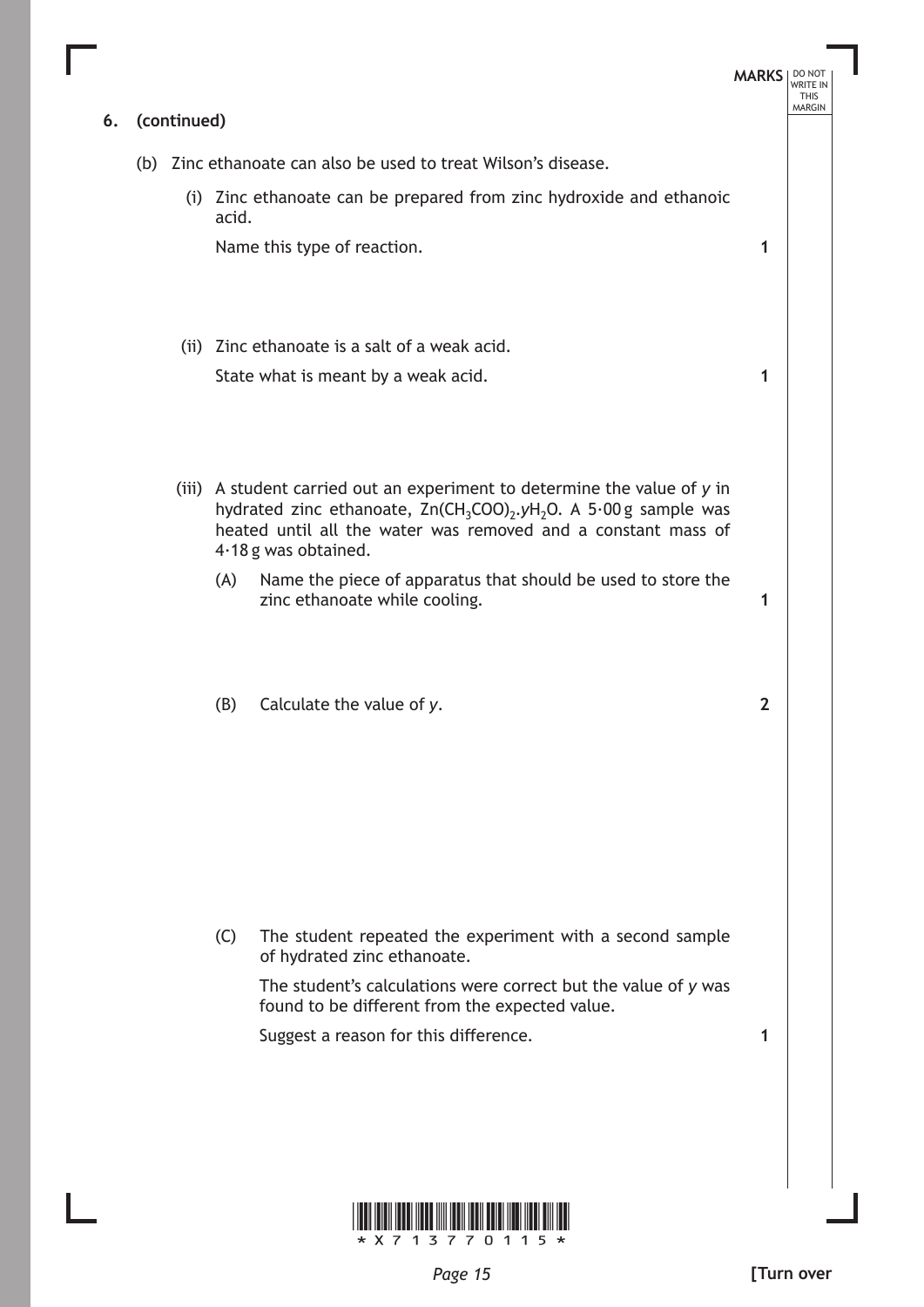**6. (continued)**

(b) Zinc ethanoate can also be used to treat Wilson's disease.

(i) Zinc ethanoate can be prepared from zinc hydroxide and ethanoic acid.

Name this type of reaction. **1**

(ii) Zinc ethanoate is a salt of a weak acid.

State what is meant by a weak acid. **1**

(iii) A student carried out an experiment to determine the value of $y$ in hydrated zinc ethanoate, $Zn(CH_3COO)_2.yH_2O$. A 5·00 g sample was heated until all the water was removed and a constant mass of 4·18 g was obtained.

(A) Name the piece of apparatus that should be used to store the zinc ethanoate while cooling. **1**

(B) Calculate the value of $y$. **2**

(C) The student repeated the experiment with a second sample of hydrated zinc ethanoate.

The student's calculations were correct but the value of $y$ was found to be different from the expected value.

Suggest a reason for this difference. **1**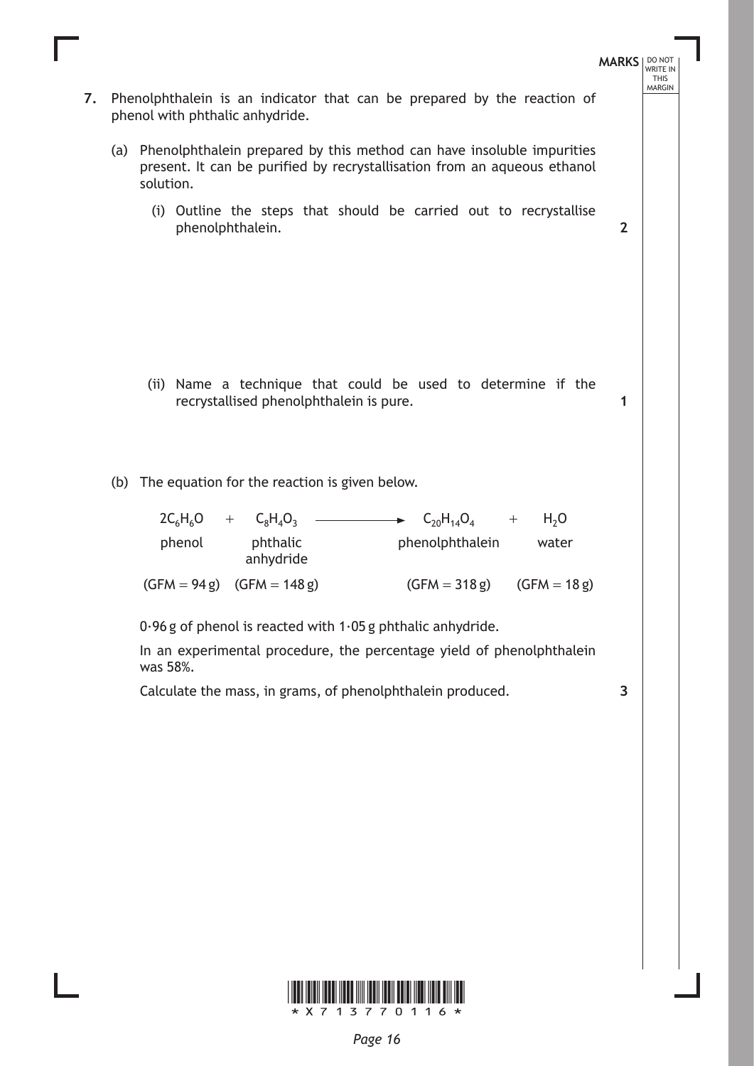**7.** Phenolphthalein is an indicator that can be prepared by the reaction of phenol with phthalic anhydride.

(a) Phenolphthalein prepared by this method can have insoluble impurities present. It can be purified by recrystallisation from an aqueous ethanol solution.

(i) Outline the steps that should be carried out to recrystallise phenolphthalein. **2**

(ii) Name a technique that could be used to determine if the recrystallised phenolphthalein is pure. **1**

(b) The equation for the reaction is given below.

| $2C_6H_6O$ | + | $C_8H_4O_3$ | $\longrightarrow$ | $C_{20}H_{14}O_4$ | + | $H_2O$ |
|---|---|---|---|---|---|---|
| phenol | | phthalic anhydride | | phenolphthalein | | water |
| (GFM = 94 g) | | (GFM = 148 g) | | (GFM = 318 g) | | (GFM = 18 g) |

0·96 g of phenol is reacted with 1·05 g phthalic anhydride.

In an experimental procedure, the percentage yield of phenolphthalein was 58%.

Calculate the mass, in grams, of phenolphthalein produced. **3**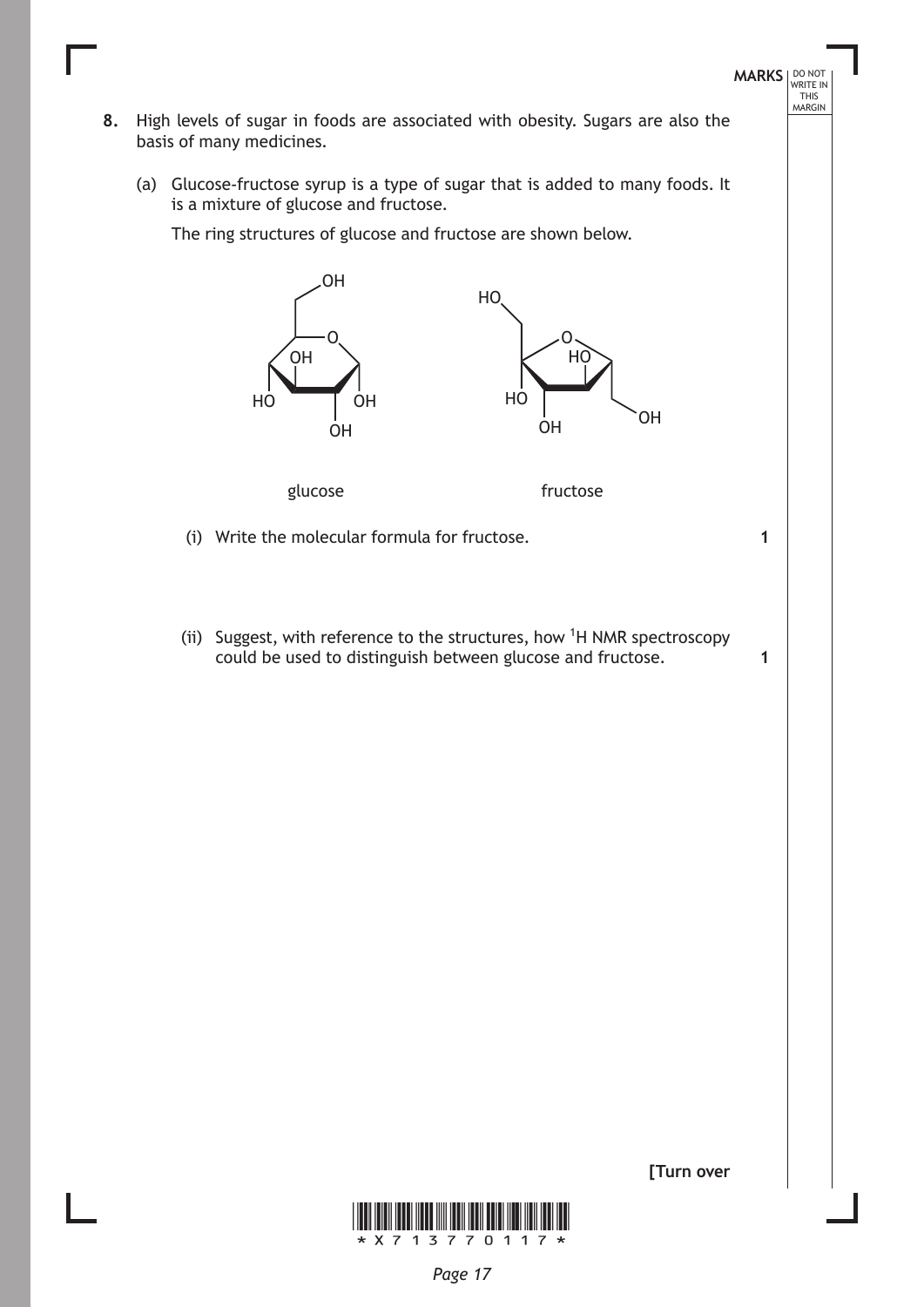**8.** High levels of sugar in foods are associated with obesity. Sugars are also the basis of many medicines.

(a) Glucose-fructose syrup is a type of sugar that is added to many foods. It is a mixture of glucose and fructose.

The ring structures of glucose and fructose are shown below.

glucose fructose

(i) Write the molecular formula for fructose. **1**

(ii) Suggest, with reference to the structures, how $^{1}H$ NMR spectroscopy could be used to distinguish between glucose and fructose. **1**

**[Turn over**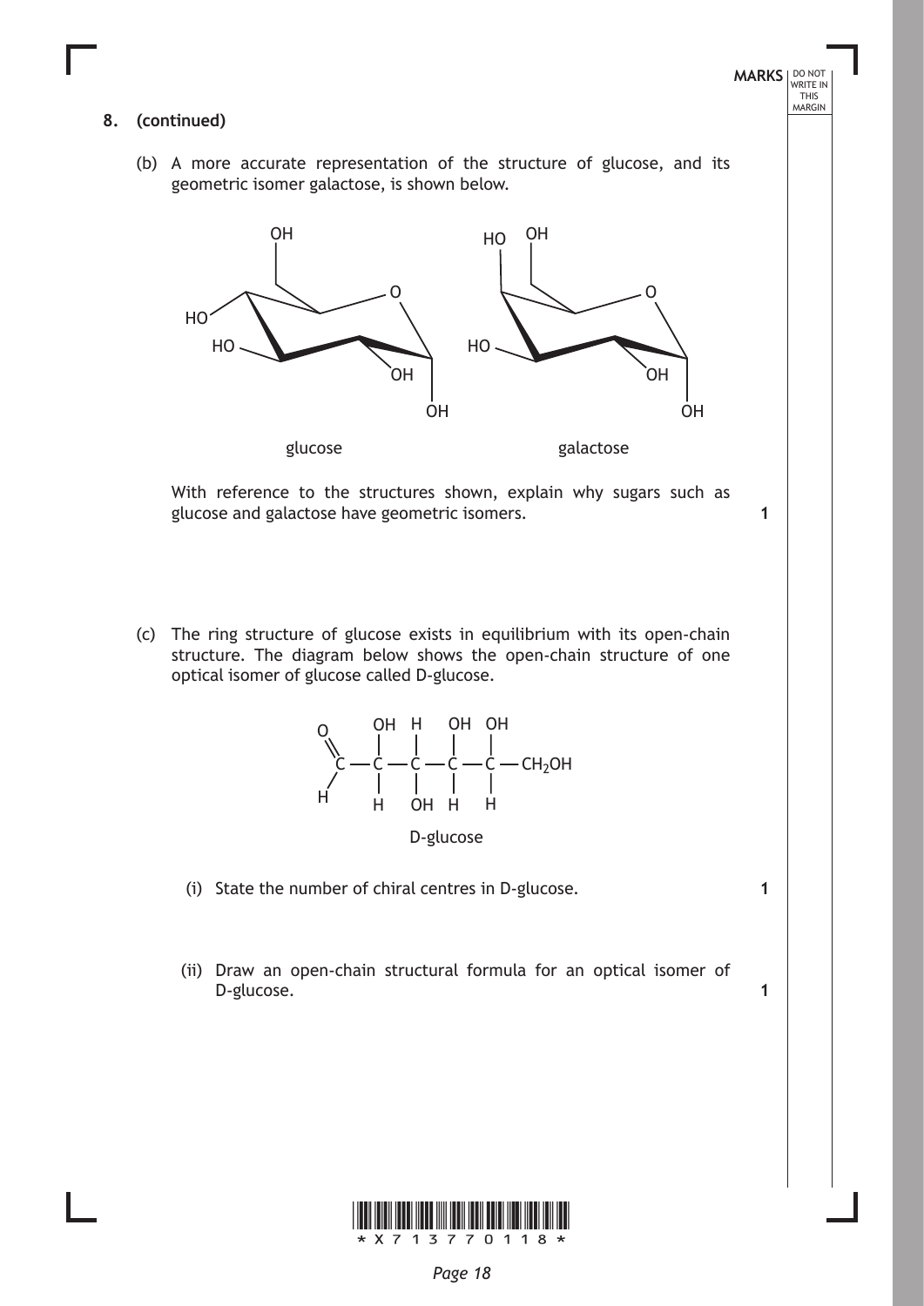**8. (continued)**

(b) A more accurate representation of the structure of glucose, and its geometric isomer galactose, is shown below.

glucose galactose

With reference to the structures shown, explain why sugars such as glucose and galactose have geometric isomers. **1**

(c) The ring structure of glucose exists in equilibrium with its open-chain structure. The diagram below shows the open-chain structure of one optical isomer of glucose called D-glucose.

D-glucose

(i) State the number of chiral centres in D-glucose. **1**

(ii) Draw an open-chain structural formula for an optical isomer of D-glucose. **1**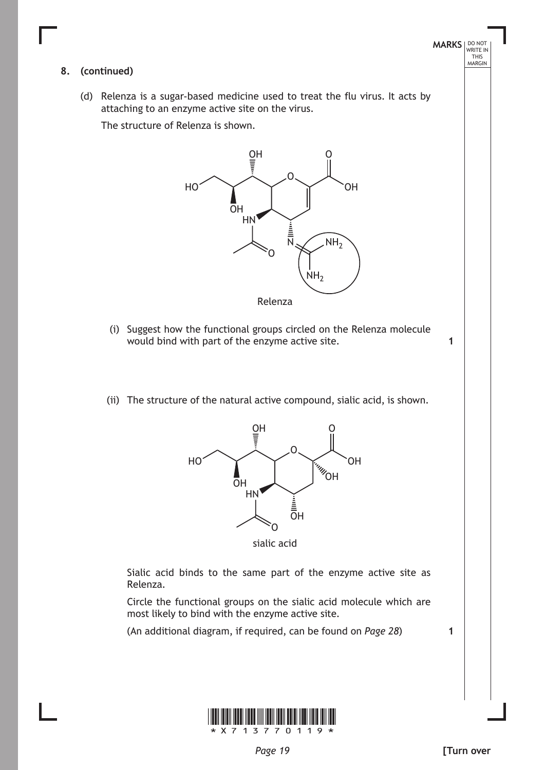**MARKS** DO NOT WRITE IN THIS MARGIN

**8. (continued)**

(d) Relenza is a sugar-based medicine used to treat the flu virus. It acts by attaching to an enzyme active site on the virus.

The structure of Relenza is shown.

Relenza

(i) Suggest how the functional groups circled on the Relenza molecule would bind with part of the enzyme active site. **1**

(ii) The structure of the natural active compound, sialic acid, is shown.

sialic acid

Sialic acid binds to the same part of the enzyme active site as Relenza.

Circle the functional groups on the sialic acid molecule which are most likely to bind with the enzyme active site.

(An additional diagram, if required, can be found on *Page 28*) **1**

**[Turn over**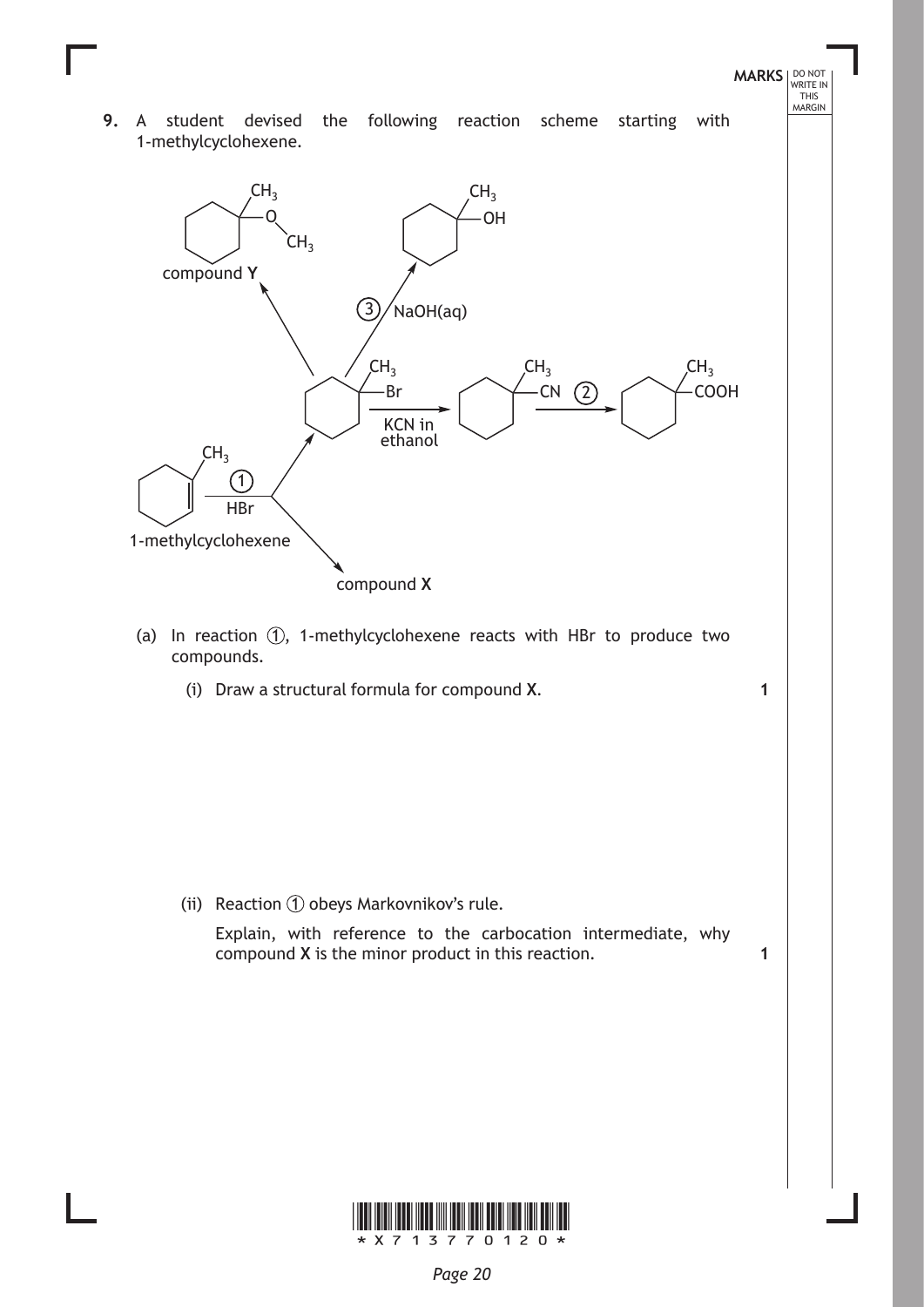**9.** A student devised the following reaction scheme starting with 1-methylcyclohexene.

(a) In reaction ①, 1-methylcyclohexene reacts with HBr to produce two compounds.

(i) Draw a structural formula for compound **X**. **1**

(ii) Reaction ① obeys Markovnikov's rule.

Explain, with reference to the carbocation intermediate, why compound **X** is the minor product in this reaction. **1**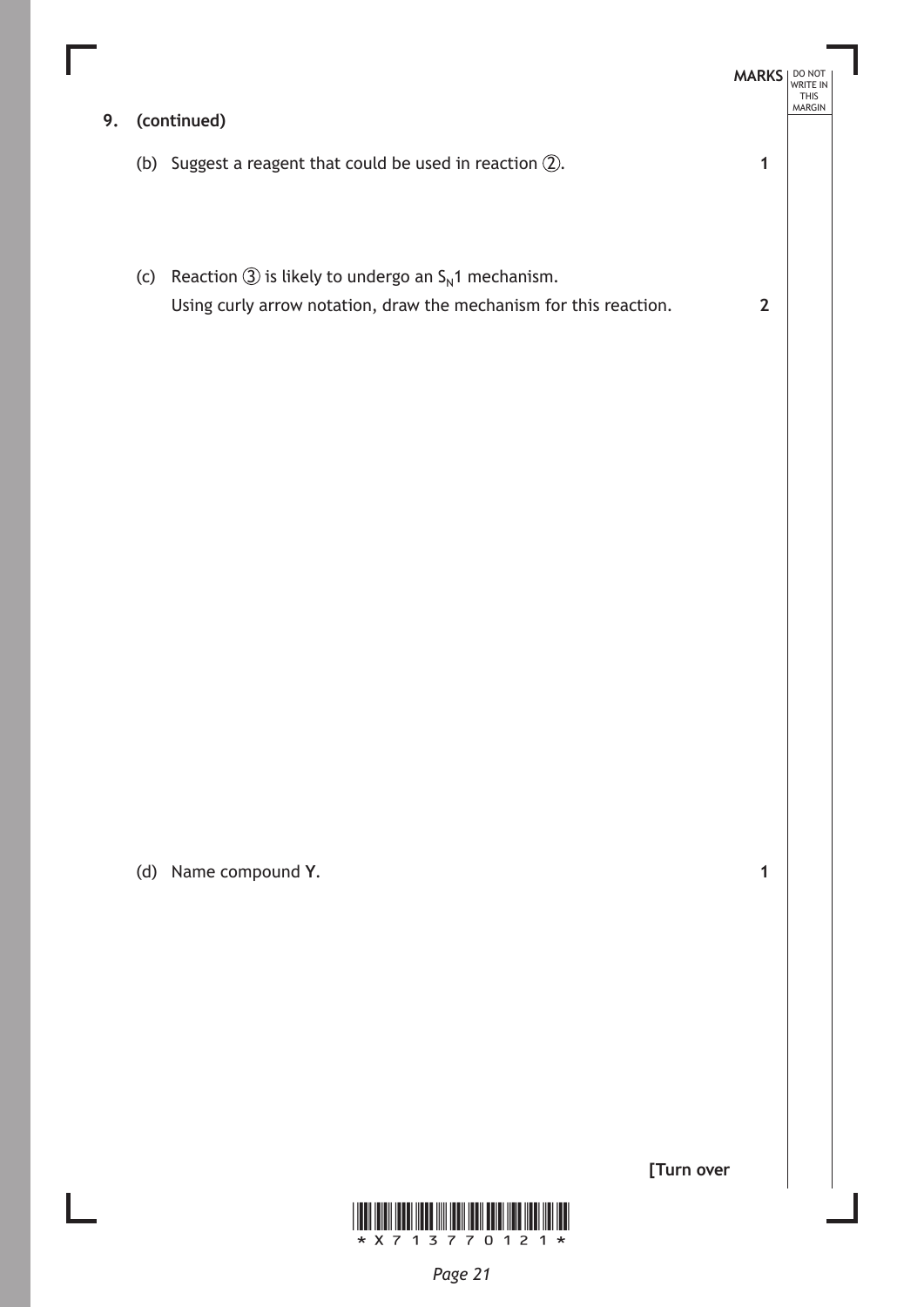**9. (continued)**

(b) Suggest a reagent that could be used in reaction ②. **1**

(c) Reaction ③ is likely to undergo an $S_N1$ mechanism.

Using curly arrow notation, draw the mechanism for this reaction. **2**

(d) Name compound **Y**. **1**

**[Turn over**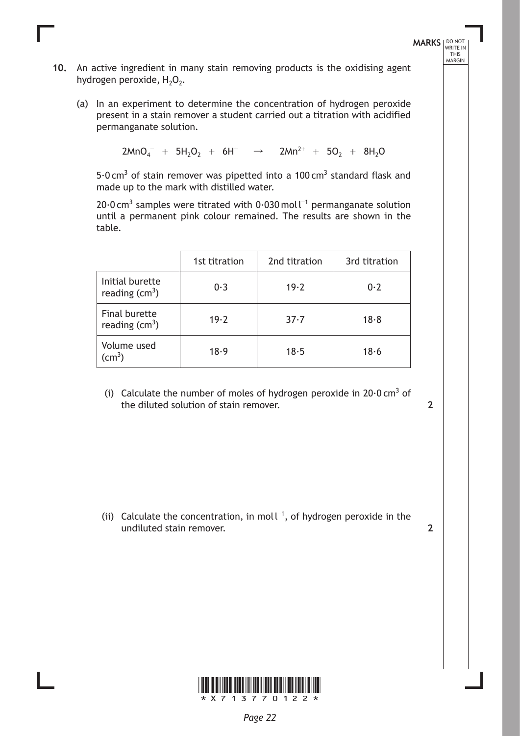**10.** An active ingredient in many stain removing products is the oxidising agent hydrogen peroxide, $H_2O_2$.

(a) In an experiment to determine the concentration of hydrogen peroxide present in a stain remover a student carried out a titration with acidified permanganate solution.

$$2MnO_4^- + 5H_2O_2 + 6H^+ \rightarrow 2Mn^{2+} + 5O_2 + 8H_2O$$

5·0 $cm^3$ of stain remover was pipetted into a 100 $cm^3$ standard flask and made up to the mark with distilled water.

20·0 $cm^3$ samples were titrated with 0·030 mol $l^{-1}$ permanganate solution until a permanent pink colour remained. The results are shown in the table.

| | 1st titration | 2nd titration | 3rd titration |
|---|---|---|---|
| Initial burette reading ($cm^3$) | 0·3 | 19·2 | 0·2 |
| Final burette reading ($cm^3$) | 19·2 | 37·7 | 18·8 |
| Volume used ($cm^3$) | 18·9 | 18·5 | 18·6 |

(i) Calculate the number of moles of hydrogen peroxide in 20·0 $cm^3$ of the diluted solution of stain remover. **2**

(ii) Calculate the concentration, in mol $l^{-1}$, of hydrogen peroxide in the undiluted stain remover. **2**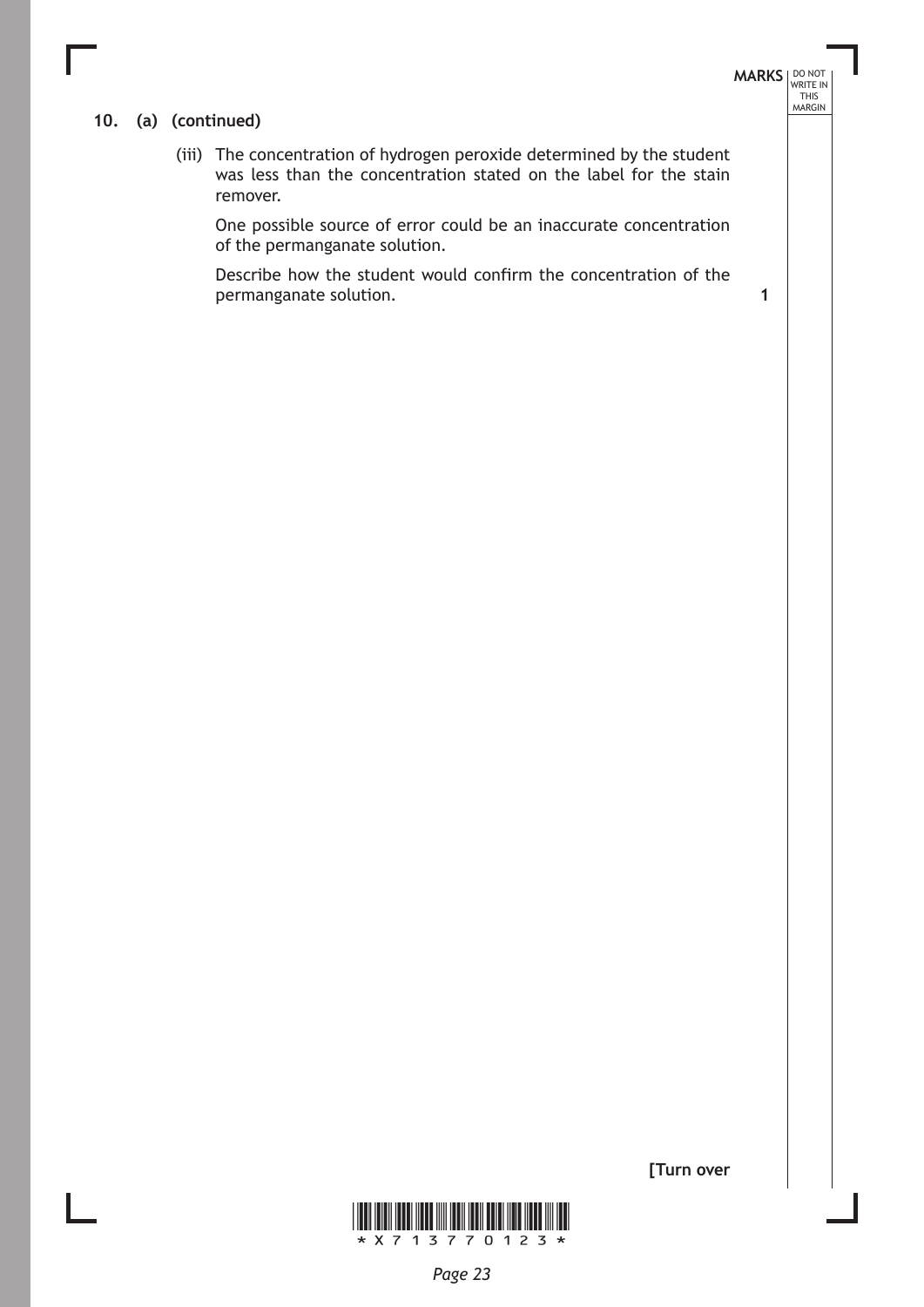**10. (a) (continued)**

(iii) The concentration of hydrogen peroxide determined by the student was less than the concentration stated on the label for the stain remover.

One possible source of error could be an inaccurate concentration of the permanganate solution.

Describe how the student would confirm the concentration of the permanganate solution. **1**

**[Turn over**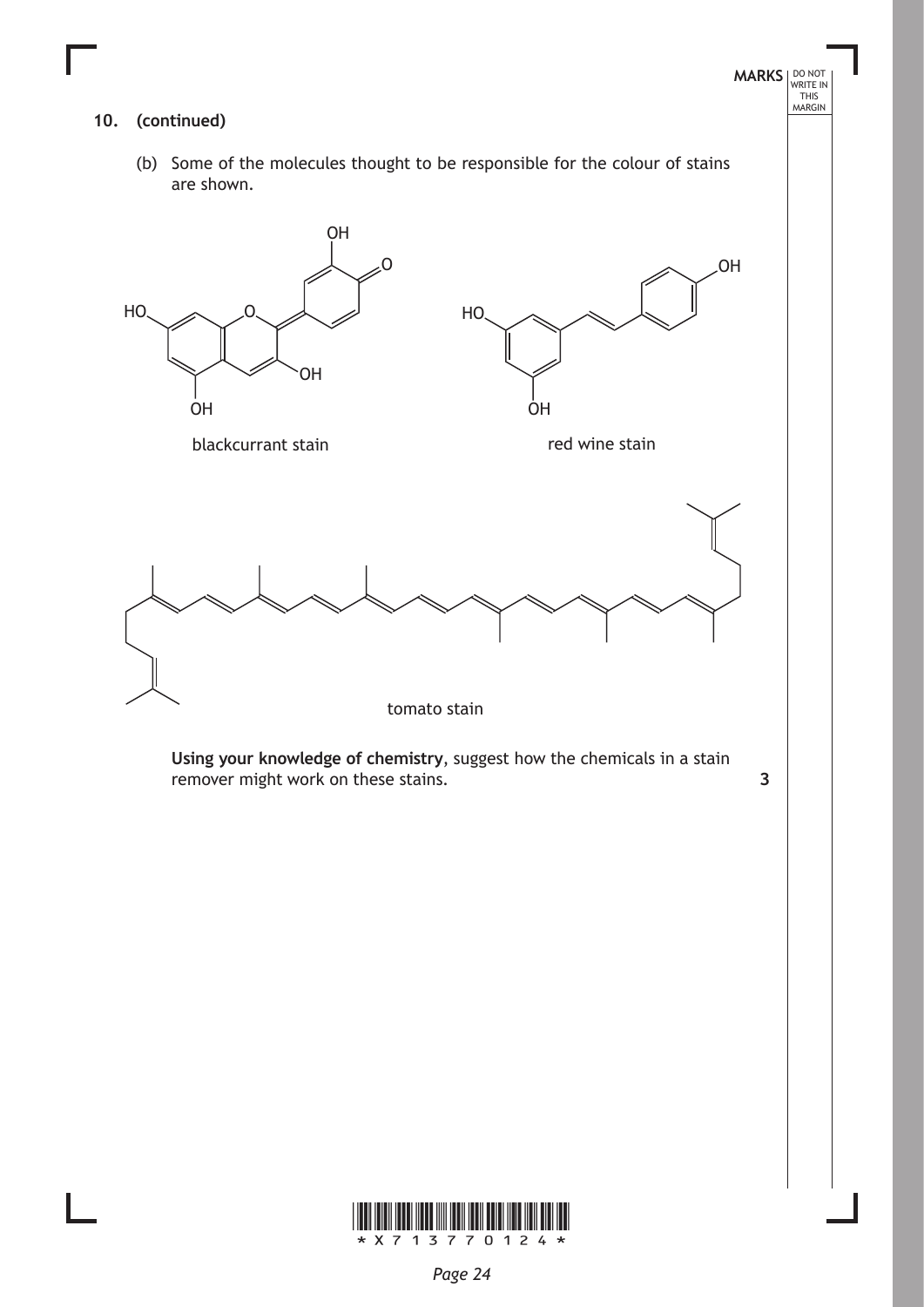**10. (continued)**

(b) Some of the molecules thought to be responsible for the colour of stains are shown.

blackcurrant stain

red wine stain

tomato stain

**Using your knowledge of chemistry**, suggest how the chemicals in a stain remover might work on these stains. **3**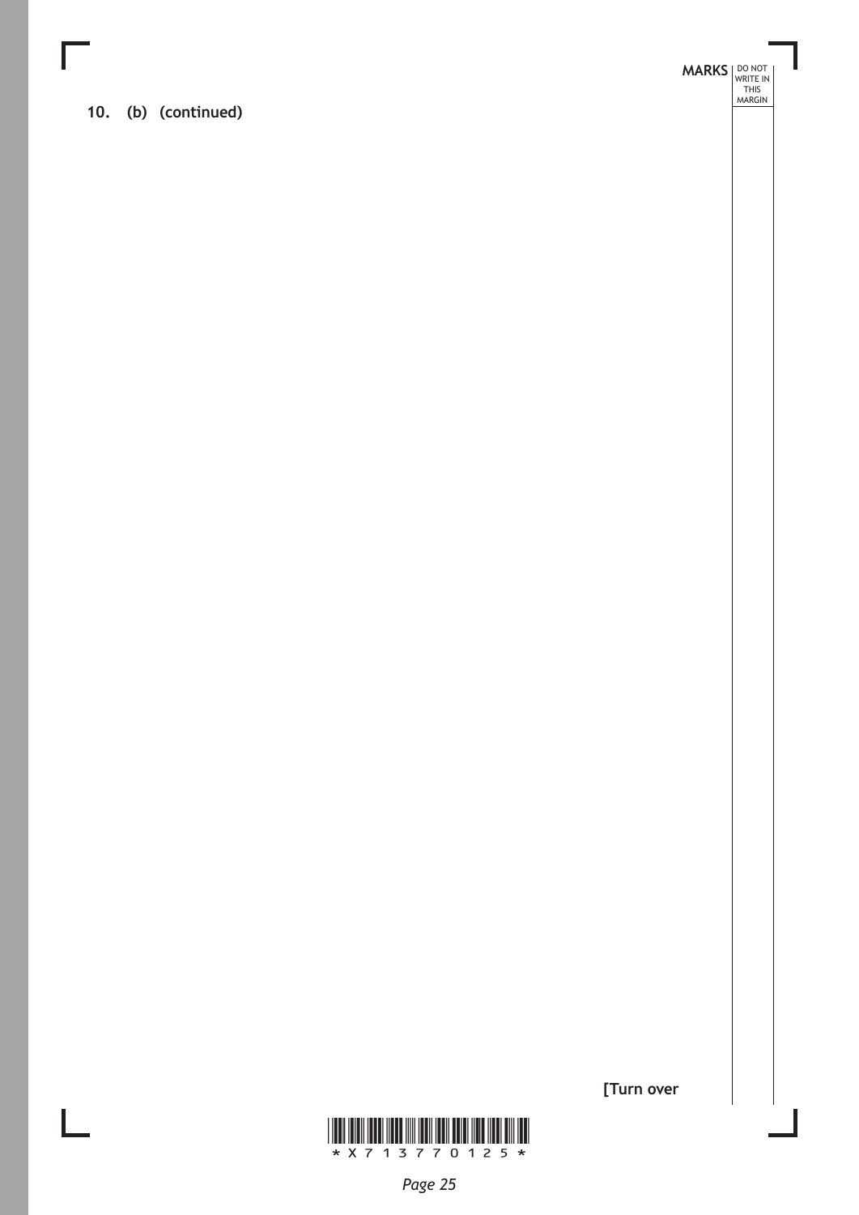**10. (b) (continued)**

**[Turn over**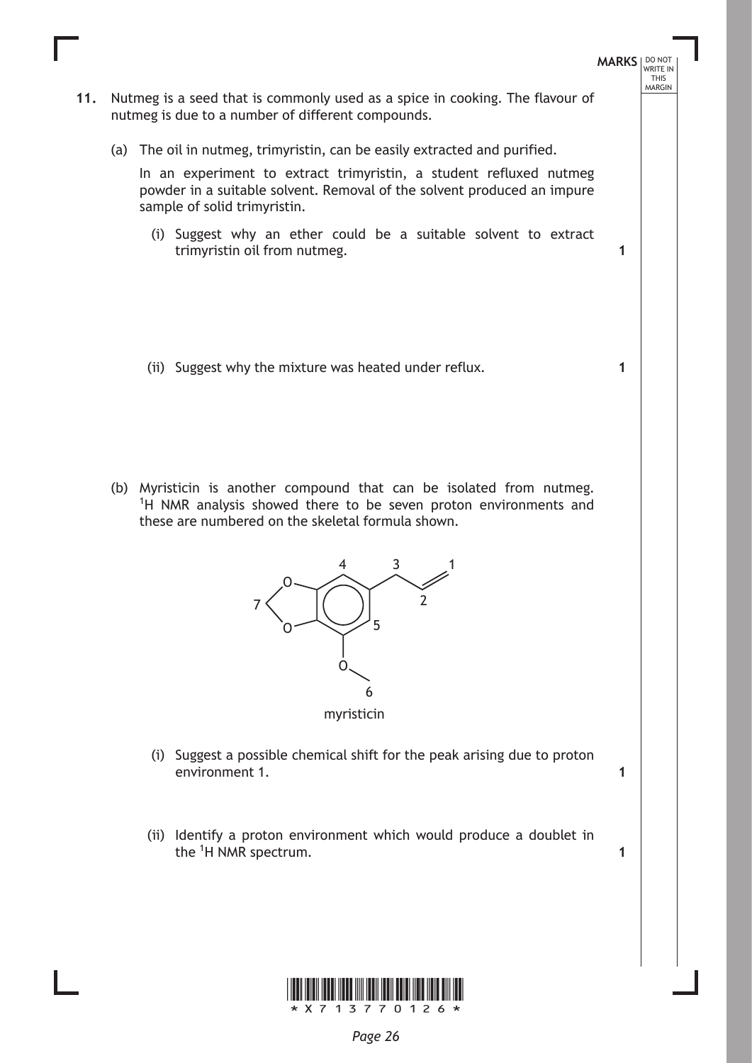**11.** Nutmeg is a seed that is commonly used as a spice in cooking. The flavour of nutmeg is due to a number of different compounds.

(a) The oil in nutmeg, trimyristin, can be easily extracted and purified.

In an experiment to extract trimyristin, a student refluxed nutmeg powder in a suitable solvent. Removal of the solvent produced an impure sample of solid trimyristin.

(i) Suggest why an ether could be a suitable solvent to extract trimyristin oil from nutmeg. **1**

(ii) Suggest why the mixture was heated under reflux. **1**

(b) Myristicin is another compound that can be isolated from nutmeg. $^{1}H$ NMR analysis showed there to be seven proton environments and these are numbered on the skeletal formula shown.

myristicin

(i) Suggest a possible chemical shift for the peak arising due to proton environment 1. **1**

(ii) Identify a proton environment which would produce a doublet in the $^{1}H$ NMR spectrum. **1**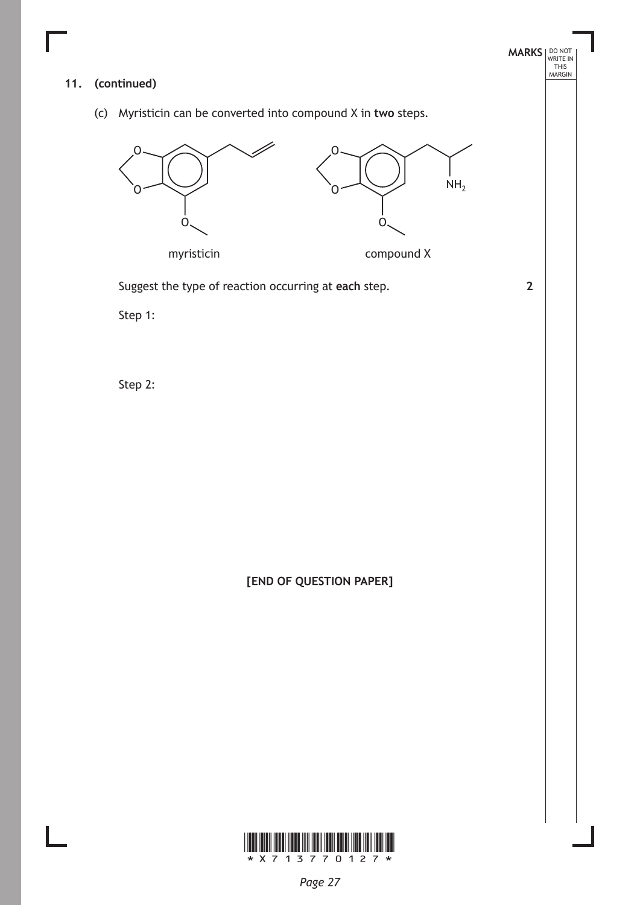**11. (continued)**

(c) Myristicin can be converted into compound X in **two** steps.

myristicin compound X

Suggest the type of reaction occurring at **each** step. **2**

Step 1:

Step 2:

**[END OF QUESTION PAPER]**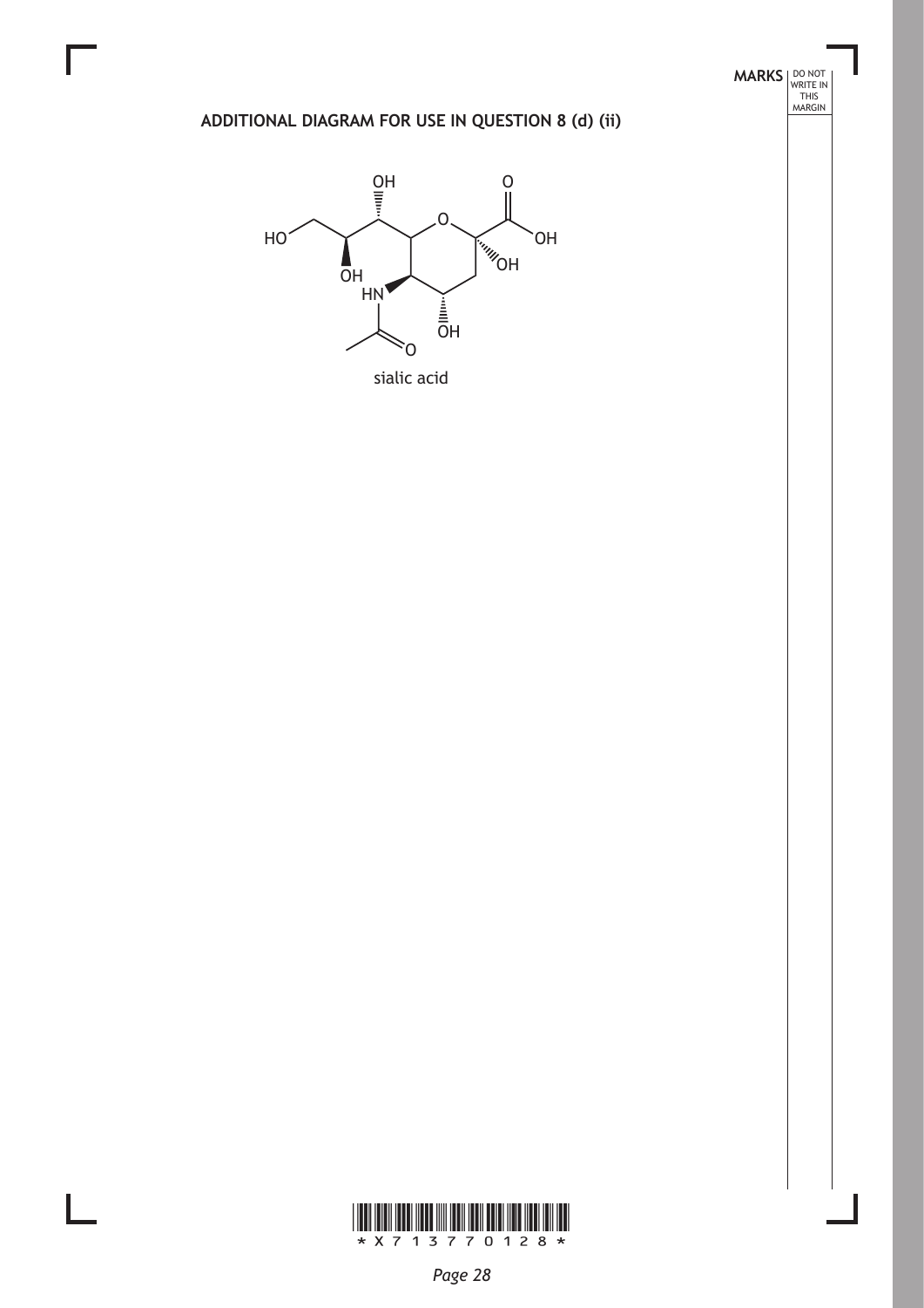## ADDITIONAL DIAGRAM FOR USE IN QUESTION 8 (d) (ii)

sialic acid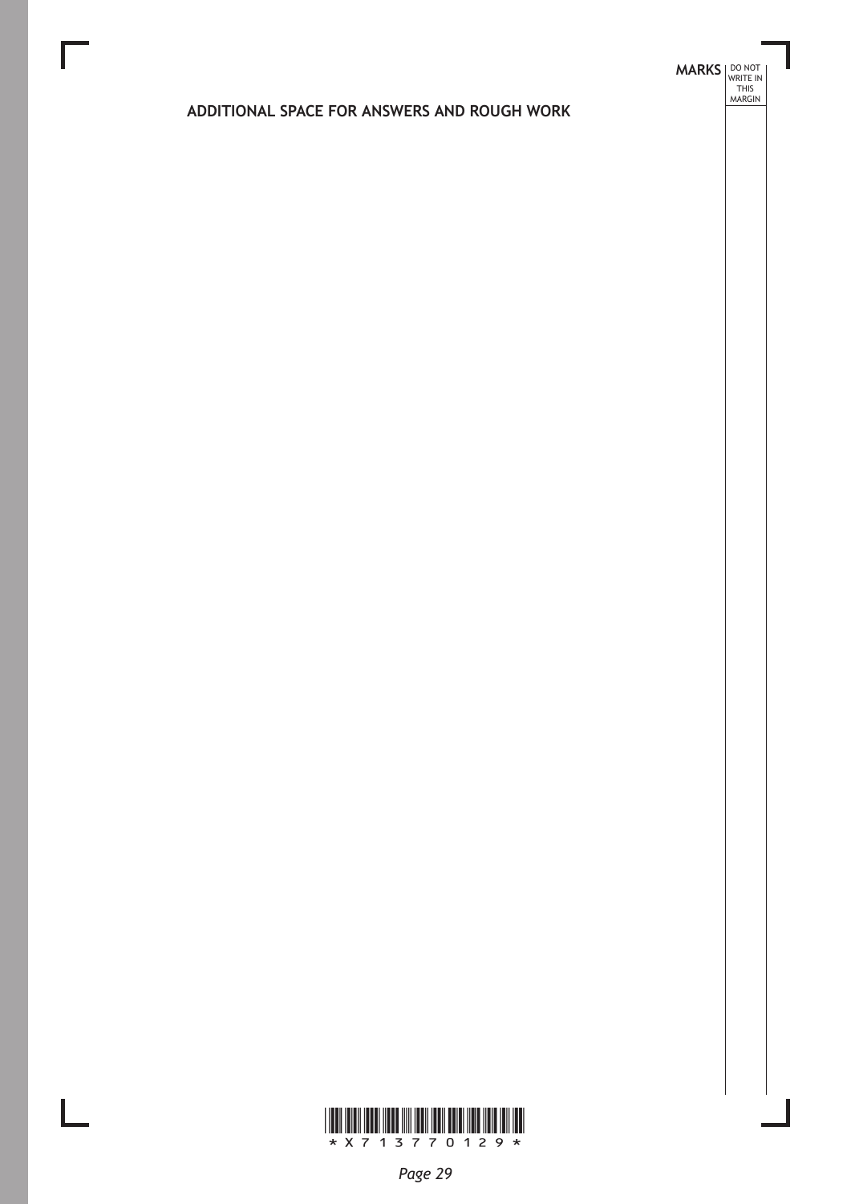## ADDITIONAL SPACE FOR ANSWERS AND ROUGH WORK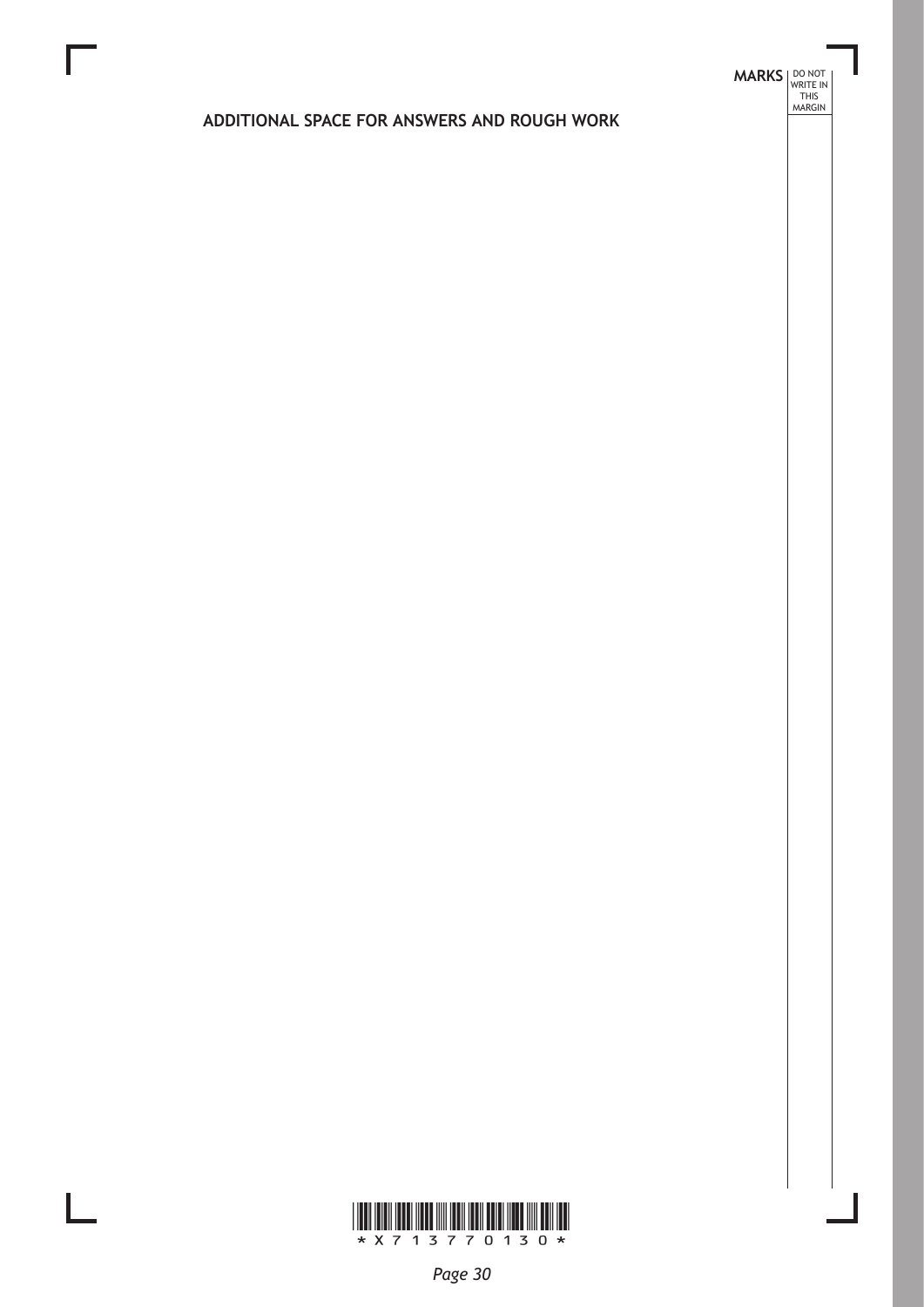# ADDITIONAL SPACE FOR ANSWERS AND ROUGH WORK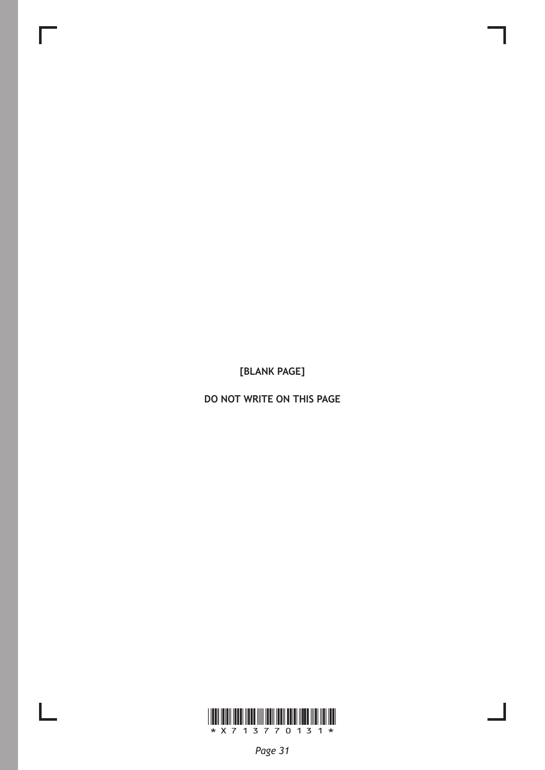[BLANK PAGE]

DO NOT WRITE ON THIS PAGE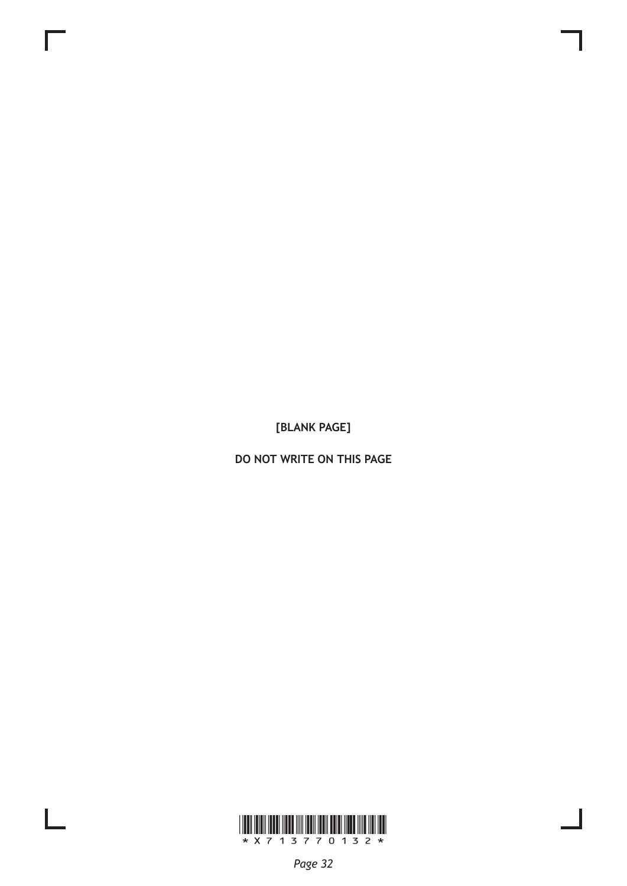[BLANK PAGE]

DO NOT WRITE ON THIS PAGE